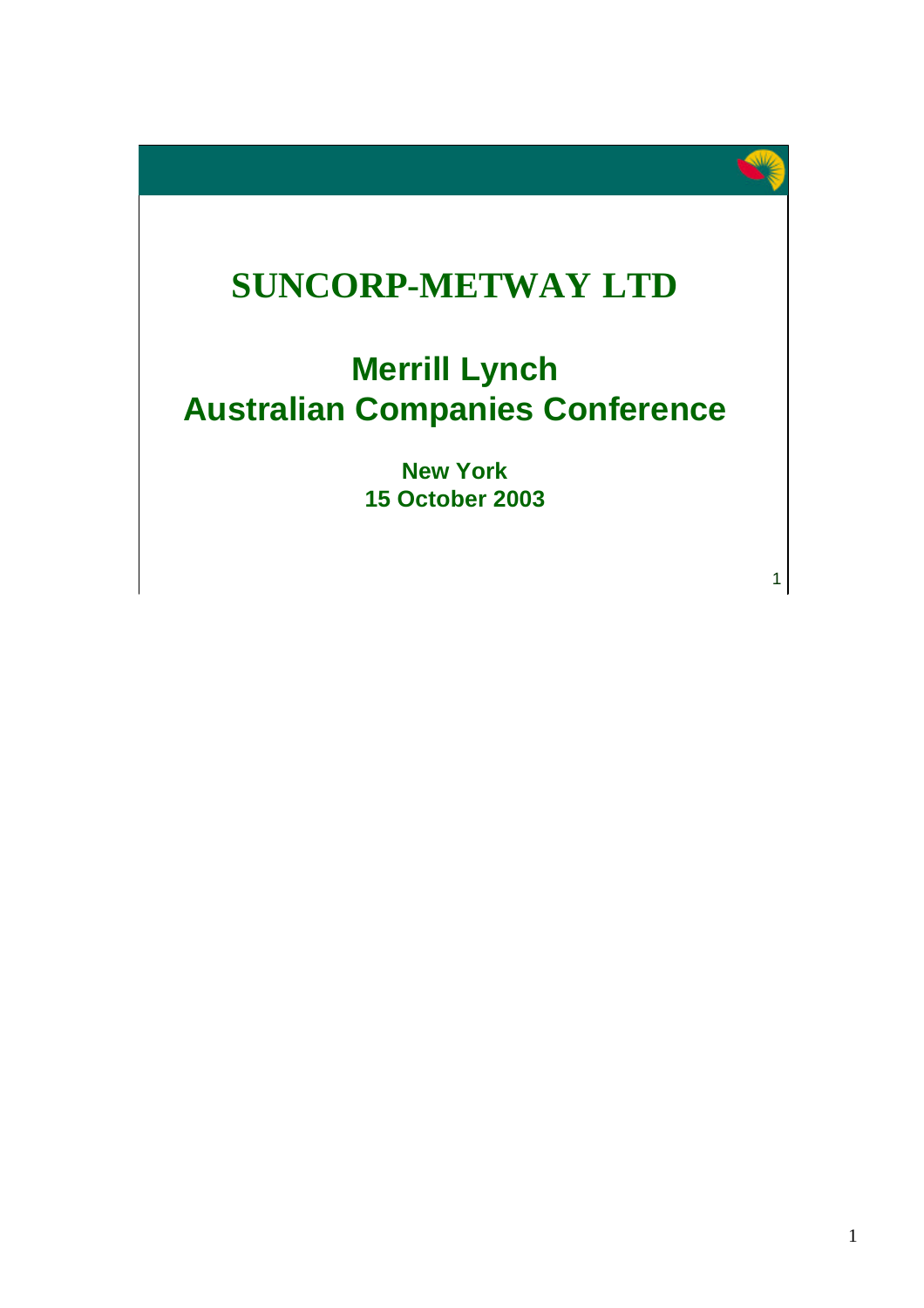# SUNCORP-METWAY LTD

## Merrill Lynch
## Australian Companies Conference

**New York**
**15 October 2003**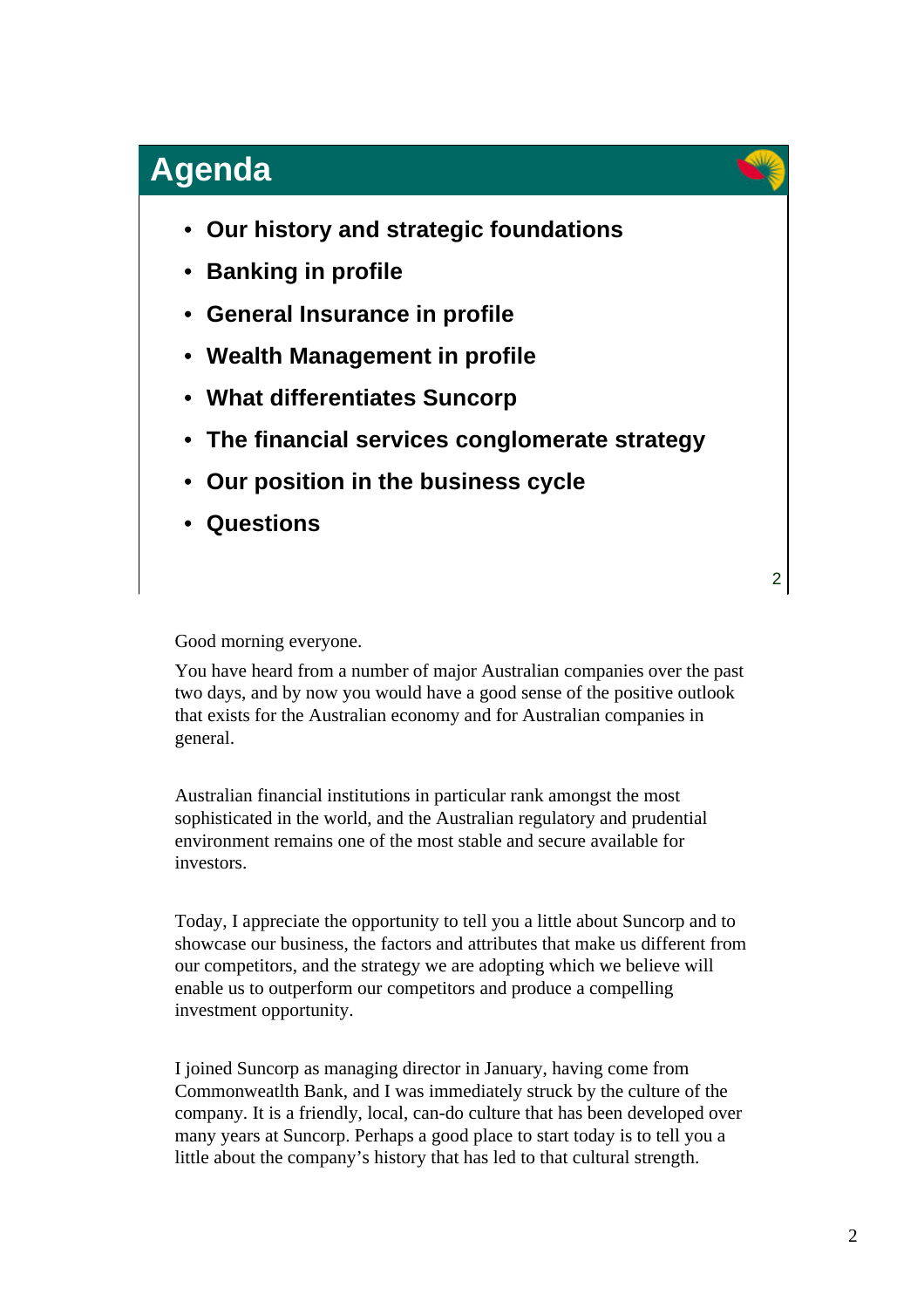# Agenda

- Our history and strategic foundations
- Banking in profile
- General Insurance in profile
- Wealth Management in profile
- What differentiates Suncorp
- The financial services conglomerate strategy
- Our position in the business cycle
- Questions

Good morning everyone.

You have heard from a number of major Australian companies over the past two days, and by now you would have a good sense of the positive outlook that exists for the Australian economy and for Australian companies in general.

Australian financial institutions in particular rank amongst the most sophisticated in the world, and the Australian regulatory and prudential environment remains one of the most stable and secure available for investors.

Today, I appreciate the opportunity to tell you a little about Suncorp and to showcase our business, the factors and attributes that make us different from our competitors, and the strategy we are adopting which we believe will enable us to outperform our competitors and produce a compelling investment opportunity.

I joined Suncorp as managing director in January, having come from Commonweatlth Bank, and I was immediately struck by the culture of the company. It is a friendly, local, can-do culture that has been developed over many years at Suncorp. Perhaps a good place to start today is to tell you a little about the company's history that has led to that cultural strength.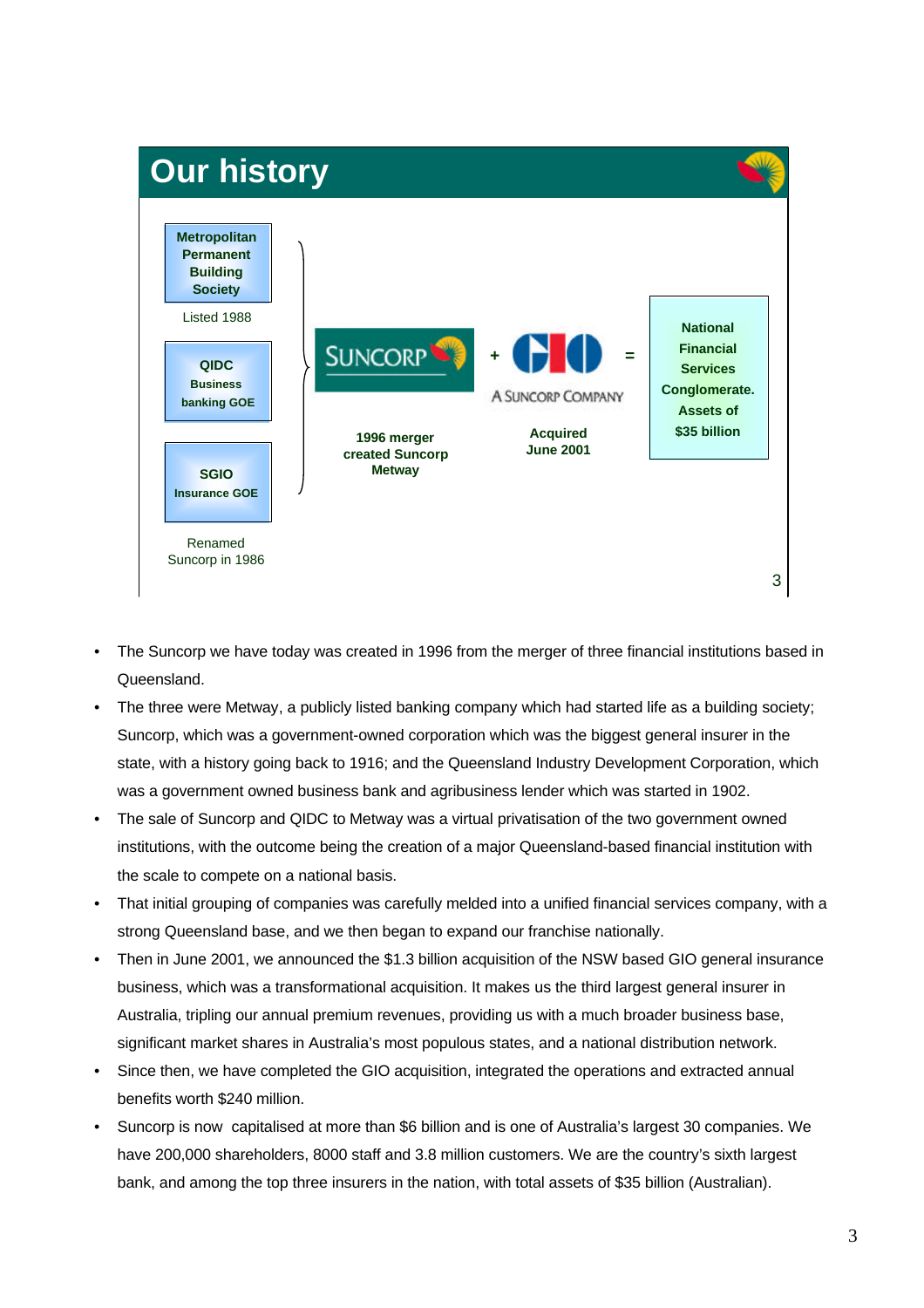# Our history

**Metropolitan Permanent Building Society**

Listed 1988

**QIDC Business banking GOE**

**SGIO Insurance GOE**

Renamed Suncorp in 1986

SUNCORP

**1996 merger created Suncorp Metway**

+ GIO A SUNCORP COMPANY

**Acquired June 2001**

=

**National Financial Services Conglomerate. Assets of $35 billion**

- The Suncorp we have today was created in 1996 from the merger of three financial institutions based in Queensland.
- The three were Metway, a publicly listed banking company which had started life as a building society; Suncorp, which was a government-owned corporation which was the biggest general insurer in the state, with a history going back to 1916; and the Queensland Industry Development Corporation, which was a government owned business bank and agribusiness lender which was started in 1902.
- The sale of Suncorp and QIDC to Metway was a virtual privatisation of the two government owned institutions, with the outcome being the creation of a major Queensland-based financial institution with the scale to compete on a national basis.
- That initial grouping of companies was carefully melded into a unified financial services company, with a strong Queensland base, and we then began to expand our franchise nationally.
- Then in June 2001, we announced the $1.3 billion acquisition of the NSW based GIO general insurance business, which was a transformational acquisition. It makes us the third largest general insurer in Australia, tripling our annual premium revenues, providing us with a much broader business base, significant market shares in Australia's most populous states, and a national distribution network.
- Since then, we have completed the GIO acquisition, integrated the operations and extracted annual benefits worth $240 million.
- Suncorp is now capitalised at more than $6 billion and is one of Australia's largest 30 companies. We have 200,000 shareholders, 8000 staff and 3.8 million customers. We are the country's sixth largest bank, and among the top three insurers in the nation, with total assets of $35 billion (Australian).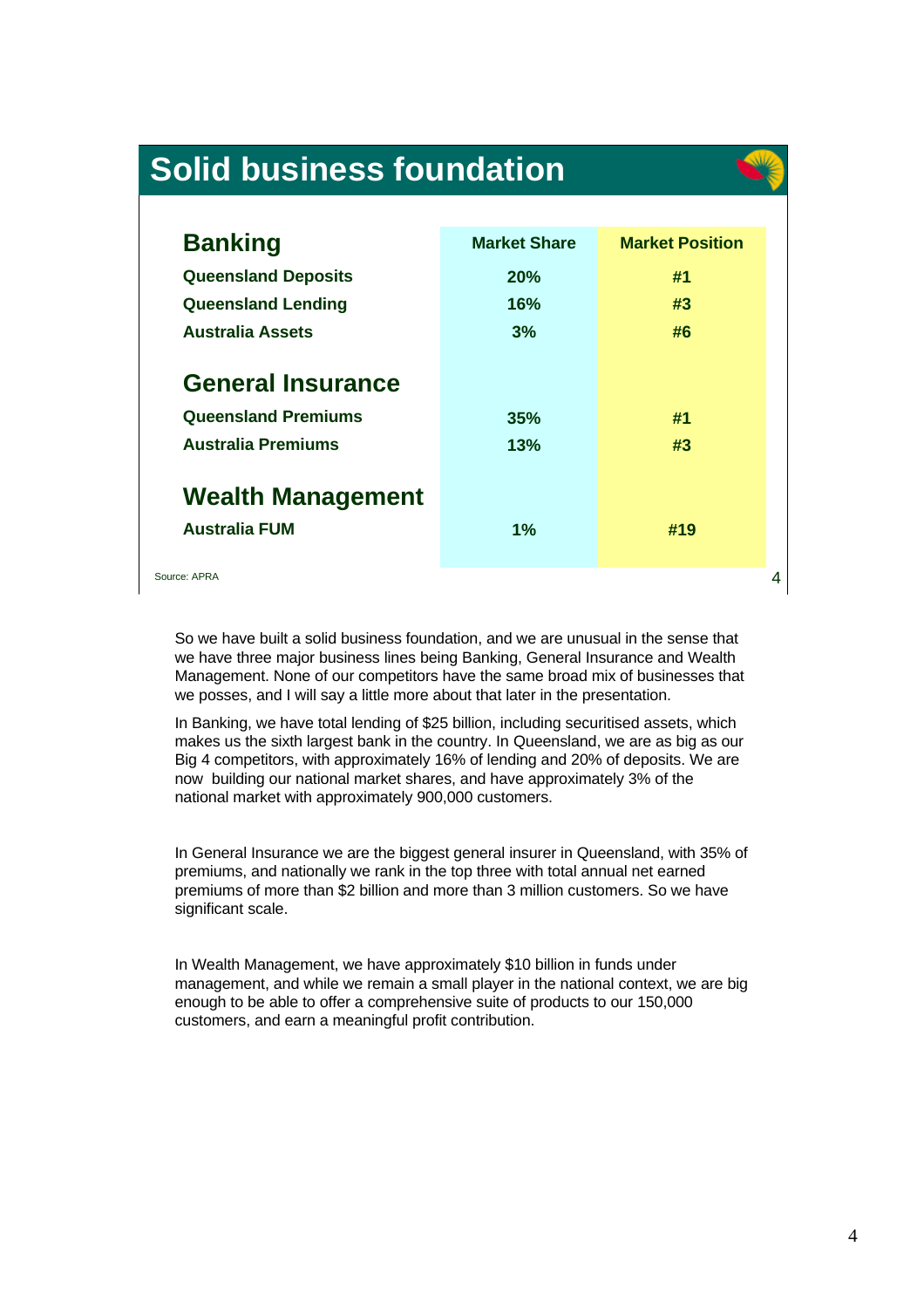## Solid business foundation

| | Market Share | Market Position |
|---|---|---|
| **Banking** | | |
| Queensland Deposits | 20% | #1 |
| Queensland Lending | 16% | #3 |
| Australia Assets | 3% | #6 |
| **General Insurance** | | |
| Queensland Premiums | 35% | #1 |
| Australia Premiums | 13% | #3 |
| **Wealth Management** | | |
| Australia FUM | 1% | #19 |

Source: APRA

So we have built a solid business foundation, and we are unusual in the sense that we have three major business lines being Banking, General Insurance and Wealth Management. None of our competitors have the same broad mix of businesses that we posses, and I will say a little more about that later in the presentation.

In Banking, we have total lending of $25 billion, including securitised assets, which makes us the sixth largest bank in the country. In Queensland, we are as big as our Big 4 competitors, with approximately 16% of lending and 20% of deposits. We are now building our national market shares, and have approximately 3% of the national market with approximately 900,000 customers.

In General Insurance we are the biggest general insurer in Queensland, with 35% of premiums, and nationally we rank in the top three with total annual net earned premiums of more than $2 billion and more than 3 million customers. So we have significant scale.

In Wealth Management, we have approximately $10 billion in funds under management, and while we remain a small player in the national context, we are big enough to be able to offer a comprehensive suite of products to our 150,000 customers, and earn a meaningful profit contribution.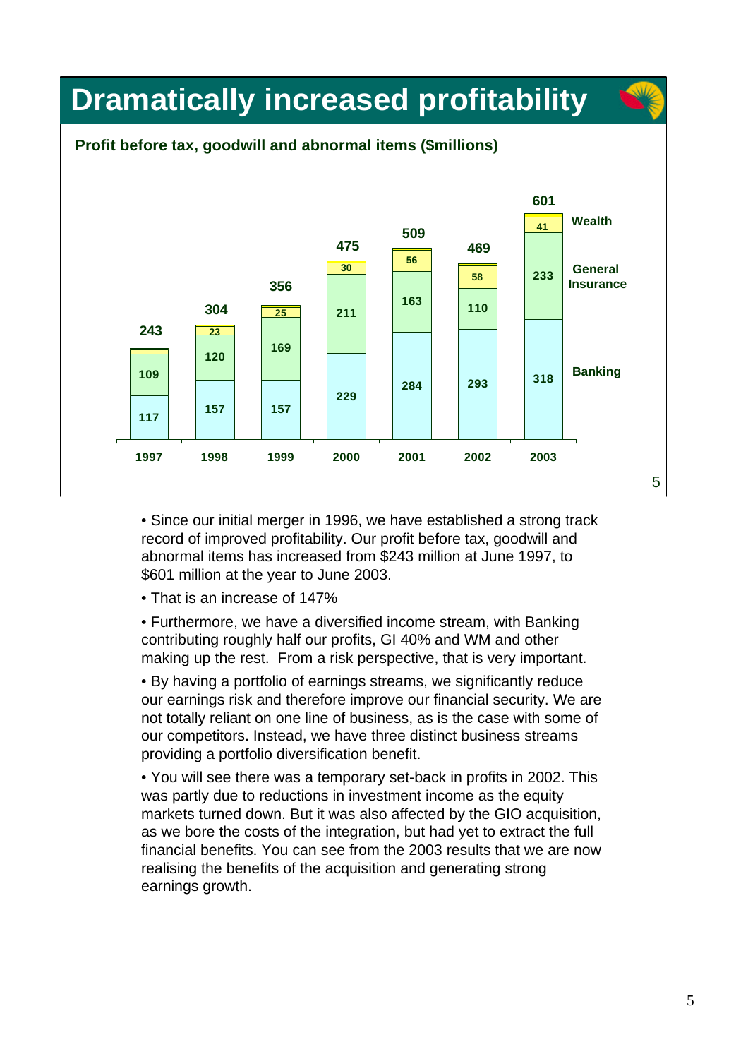# Dramatically increased profitability

**Profit before tax, goodwill and abnormal items ($millions)**

| Year | Banking | General Insurance | Wealth | Total |
|---|---|---|---|---|
| 1997 | 117 | 109 | | 243 |
| 1998 | 157 | 120 | 23 | 304 |
| 1999 | 157 | 169 | 25 | 356 |
| 2000 | 229 | 211 | 30 | 475 |
| 2001 | 284 | 163 | 56 | 509 |
| 2002 | 293 | 110 | 58 | 469 |
| 2003 | 318 | 233 | 41 | 601 |

- Since our initial merger in 1996, we have established a strong track record of improved profitability. Our profit before tax, goodwill and abnormal items has increased from $243 million at June 1997, to $601 million at the year to June 2003.
- That is an increase of 147%
- Furthermore, we have a diversified income stream, with Banking contributing roughly half our profits, GI 40% and WM and other making up the rest. From a risk perspective, that is very important.
- By having a portfolio of earnings streams, we significantly reduce our earnings risk and therefore improve our financial security. We are not totally reliant on one line of business, as is the case with some of our competitors. Instead, we have three distinct business streams providing a portfolio diversification benefit.
- You will see there was a temporary set-back in profits in 2002. This was partly due to reductions in investment income as the equity markets turned down. But it was also affected by the GIO acquisition, as we bore the costs of the integration, but had yet to extract the full financial benefits. You can see from the 2003 results that we are now realising the benefits of the acquisition and generating strong earnings growth.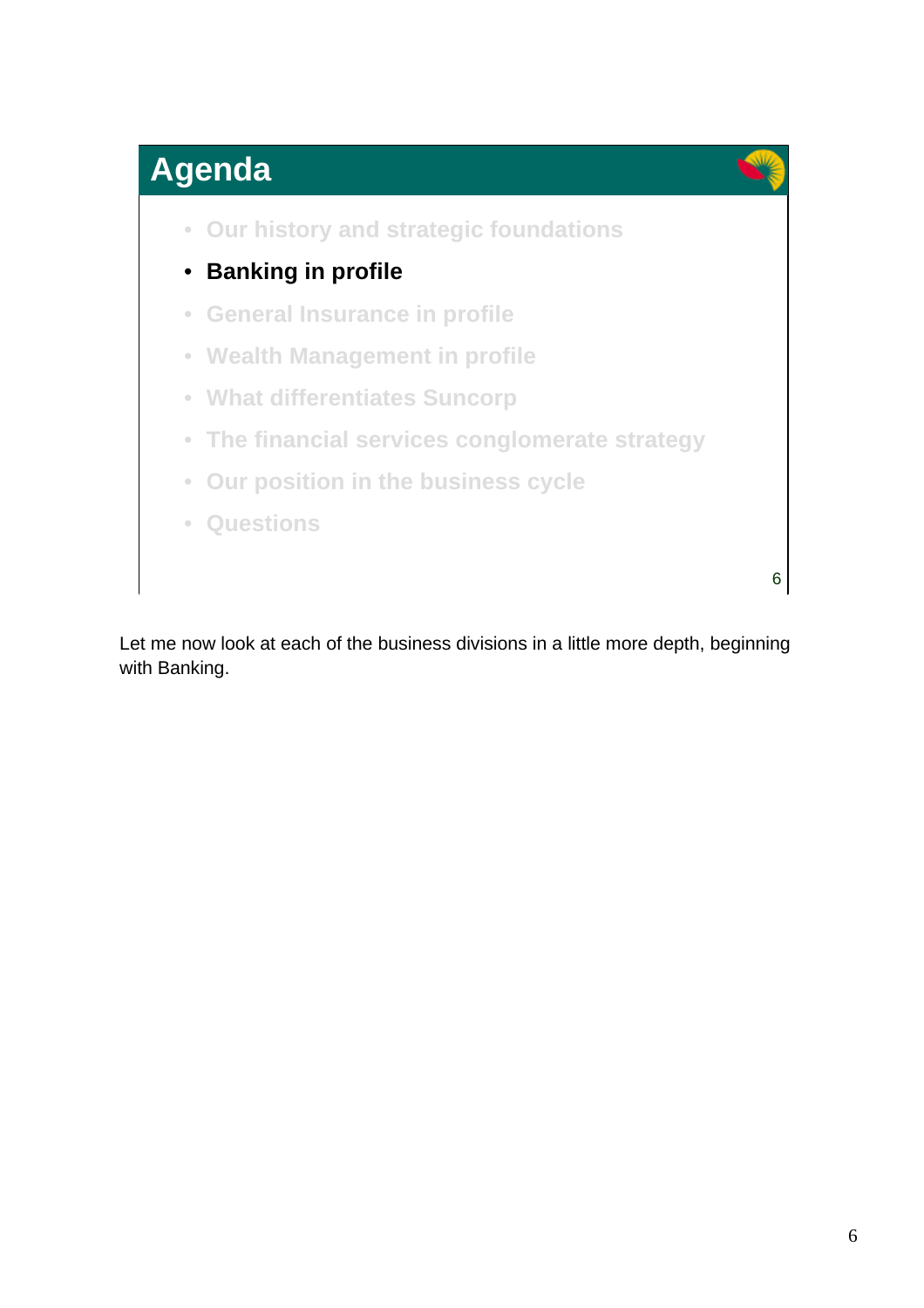# Agenda

- Our history and strategic foundations
- **Banking in profile**
- General Insurance in profile
- Wealth Management in profile
- What differentiates Suncorp
- The financial services conglomerate strategy
- Our position in the business cycle
- Questions

Let me now look at each of the business divisions in a little more depth, beginning with Banking.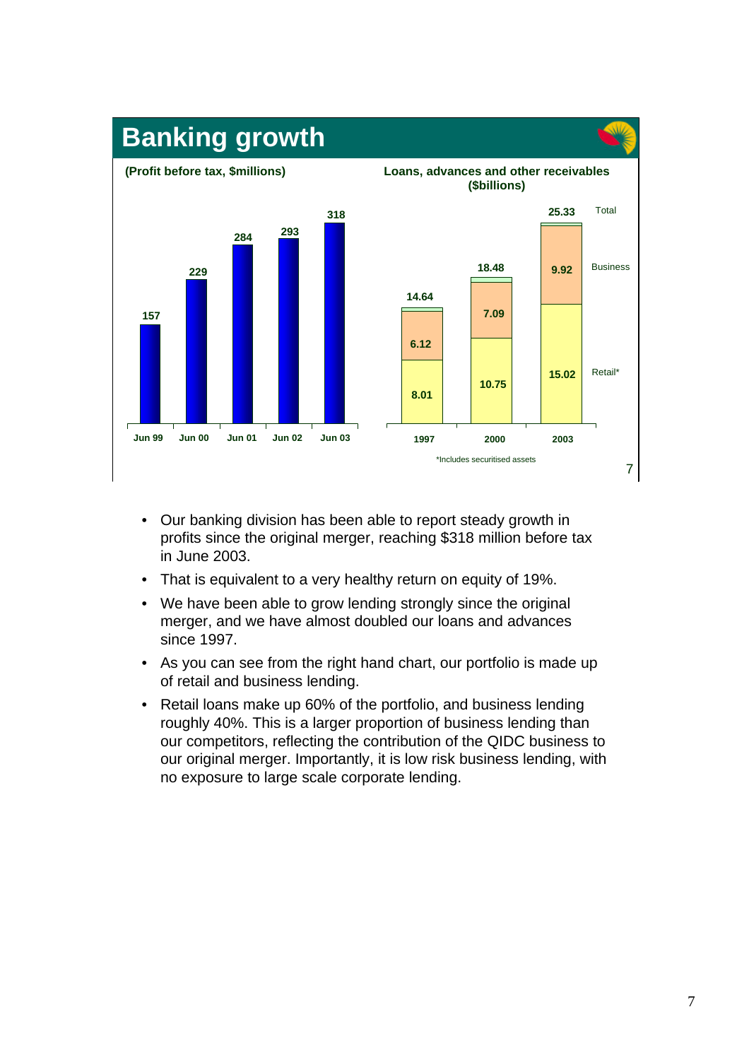## Banking growth

**(Profit before tax, $millions)**

| Jun 99 | Jun 00 | Jun 01 | Jun 02 | Jun 03 |
|---|---|---|---|---|
| 157 | 229 | 284 | 293 | 318 |

**Loans, advances and other receivables ($billions)**

| | 1997 | 2000 | 2003 |
|---|---|---|---|
| Total | 14.64 | 18.48 | 25.33 |
| Business | 6.12 | 7.09 | 9.92 |
| Retail* | 8.01 | 10.75 | 15.02 |

*Includes securitised assets

- Our banking division has been able to report steady growth in profits since the original merger, reaching $318 million before tax in June 2003.
- That is equivalent to a very healthy return on equity of 19%.
- We have been able to grow lending strongly since the original merger, and we have almost doubled our loans and advances since 1997.
- As you can see from the right hand chart, our portfolio is made up of retail and business lending.
- Retail loans make up 60% of the portfolio, and business lending roughly 40%. This is a larger proportion of business lending than our competitors, reflecting the contribution of the QIDC business to our original merger. Importantly, it is low risk business lending, with no exposure to large scale corporate lending.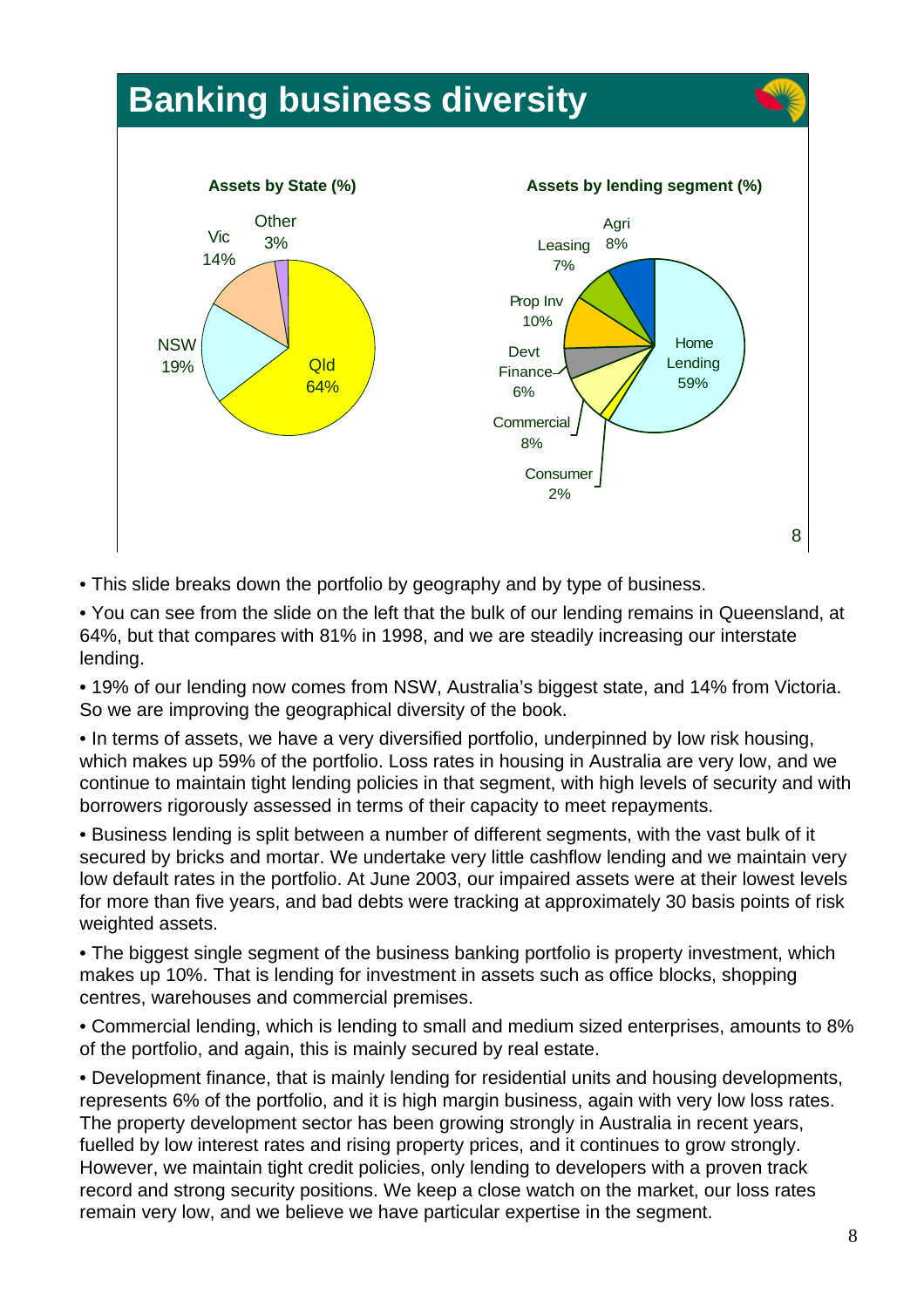# Banking business diversity

**Assets by State (%)**

| State | % |
|---|---|
| Qld | 64% |
| NSW | 19% |
| Vic | 14% |
| Other | 3% |

**Assets by lending segment (%)**

| Segment | % |
|---|---|
| Home Lending | 59% |
| Prop Inv | 10% |
| Agri | 8% |
| Commercial | 8% |
| Leasing | 7% |
| Devt Finance | 6% |
| Consumer | 2% |

- This slide breaks down the portfolio by geography and by type of business.
- You can see from the slide on the left that the bulk of our lending remains in Queensland, at 64%, but that compares with 81% in 1998, and we are steadily increasing our interstate lending.
- 19% of our lending now comes from NSW, Australia's biggest state, and 14% from Victoria. So we are improving the geographical diversity of the book.
- In terms of assets, we have a very diversified portfolio, underpinned by low risk housing, which makes up 59% of the portfolio. Loss rates in housing in Australia are very low, and we continue to maintain tight lending policies in that segment, with high levels of security and with borrowers rigorously assessed in terms of their capacity to meet repayments.
- Business lending is split between a number of different segments, with the vast bulk of it secured by bricks and mortar. We undertake very little cashflow lending and we maintain very low default rates in the portfolio. At June 2003, our impaired assets were at their lowest levels for more than five years, and bad debts were tracking at approximately 30 basis points of risk weighted assets.
- The biggest single segment of the business banking portfolio is property investment, which makes up 10%. That is lending for investment in assets such as office blocks, shopping centres, warehouses and commercial premises.
- Commercial lending, which is lending to small and medium sized enterprises, amounts to 8% of the portfolio, and again, this is mainly secured by real estate.
- Development finance, that is mainly lending for residential units and housing developments, represents 6% of the portfolio, and it is high margin business, again with very low loss rates. The property development sector has been growing strongly in Australia in recent years, fuelled by low interest rates and rising property prices, and it continues to grow strongly. However, we maintain tight credit policies, only lending to developers with a proven track record and strong security positions. We keep a close watch on the market, our loss rates remain very low, and we believe we have particular expertise in the segment.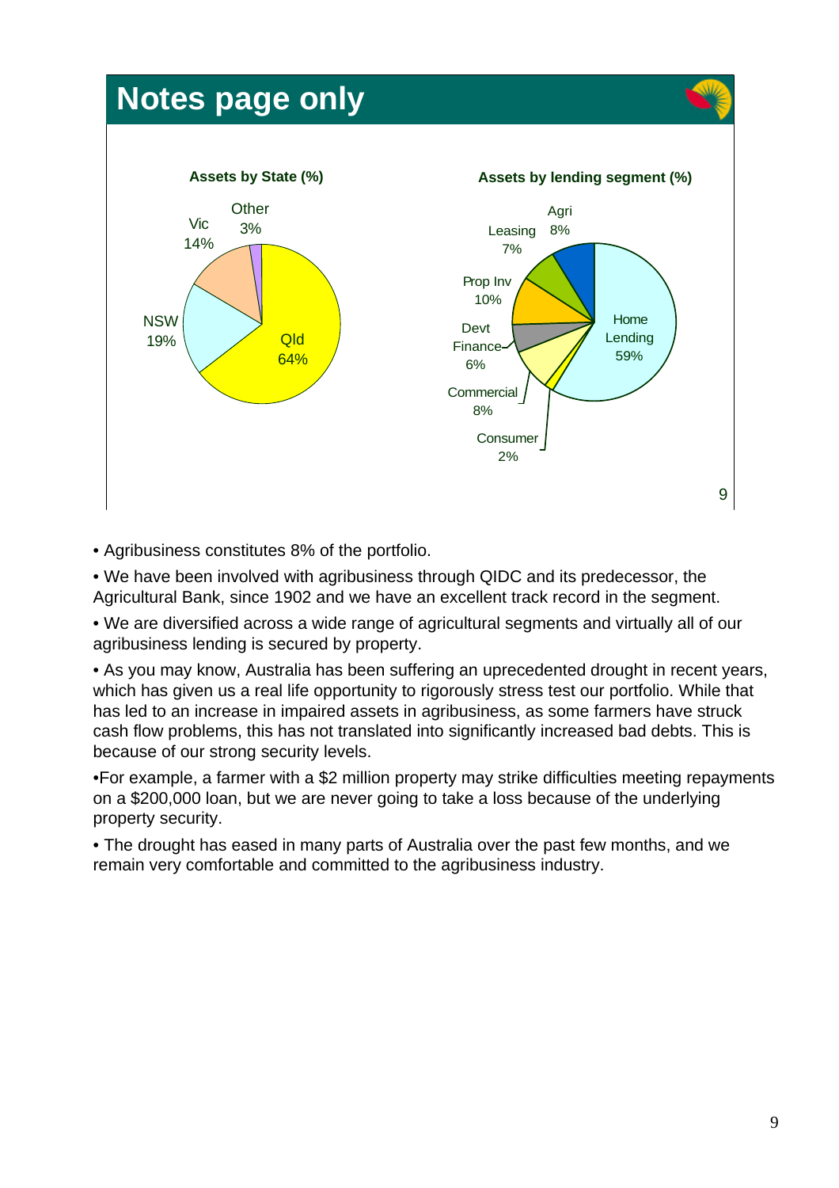# Notes page only

**Assets by State (%)**

| State | % |
|---|---|
| Qld | 64% |
| NSW | 19% |
| Vic | 14% |
| Other | 3% |

**Assets by lending segment (%)**

| Segment | % |
|---|---|
| Home Lending | 59% |
| Prop Inv | 10% |
| Agri | 8% |
| Commercial | 8% |
| Leasing | 7% |
| Devt Finance | 6% |
| Consumer | 2% |

- Agribusiness constitutes 8% of the portfolio.
- We have been involved with agribusiness through QIDC and its predecessor, the Agricultural Bank, since 1902 and we have an excellent track record in the segment.
- We are diversified across a wide range of agricultural segments and virtually all of our agribusiness lending is secured by property.
- As you may know, Australia has been suffering an uprecedented drought in recent years, which has given us a real life opportunity to rigorously stress test our portfolio. While that has led to an increase in impaired assets in agribusiness, as some farmers have struck cash flow problems, this has not translated into significantly increased bad debts. This is because of our strong security levels.
- For example, a farmer with a $2 million property may strike difficulties meeting repayments on a $200,000 loan, but we are never going to take a loss because of the underlying property security.
- The drought has eased in many parts of Australia over the past few months, and we remain very comfortable and committed to the agribusiness industry.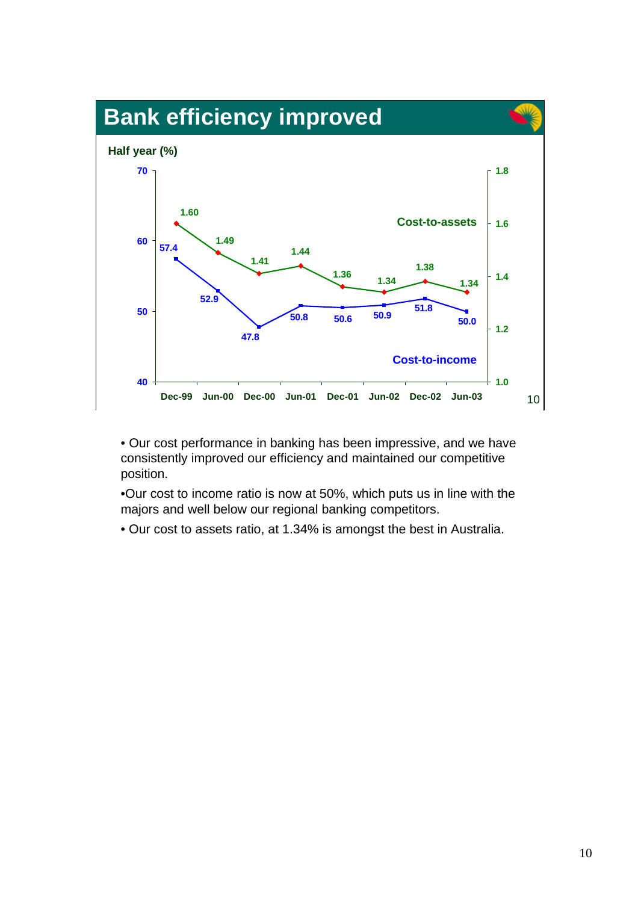# Bank efficiency improved

Half year (%)

| | Dec-99 | Jun-00 | Dec-00 | Jun-01 | Dec-01 | Jun-02 | Dec-02 | Jun-03 |
|---|---|---|---|---|---|---|---|---|
| Cost-to-assets | 1.60 | 1.49 | 1.41 | 1.44 | 1.36 | 1.34 | 1.38 | 1.34 |
| Cost-to-income | 57.4 | 52.9 | 47.8 | 50.8 | 50.6 | 50.9 | 51.8 | 50.0 |

- Our cost performance in banking has been impressive, and we have consistently improved our efficiency and maintained our competitive position.
- Our cost to income ratio is now at 50%, which puts us in line with the majors and well below our regional banking competitors.
- Our cost to assets ratio, at 1.34% is amongst the best in Australia.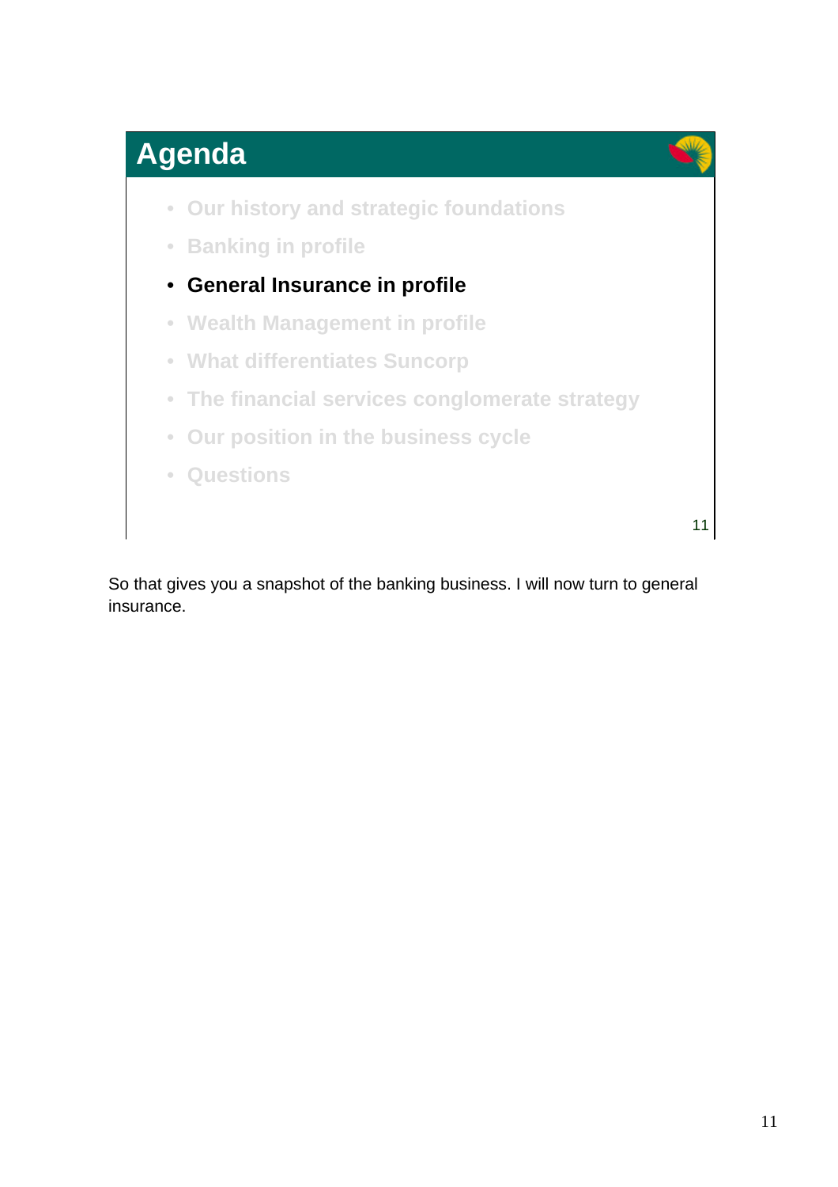## Agenda

- Our history and strategic foundations
- Banking in profile
- **General Insurance in profile**
- Wealth Management in profile
- What differentiates Suncorp
- The financial services conglomerate strategy
- Our position in the business cycle
- Questions

So that gives you a snapshot of the banking business. I will now turn to general insurance.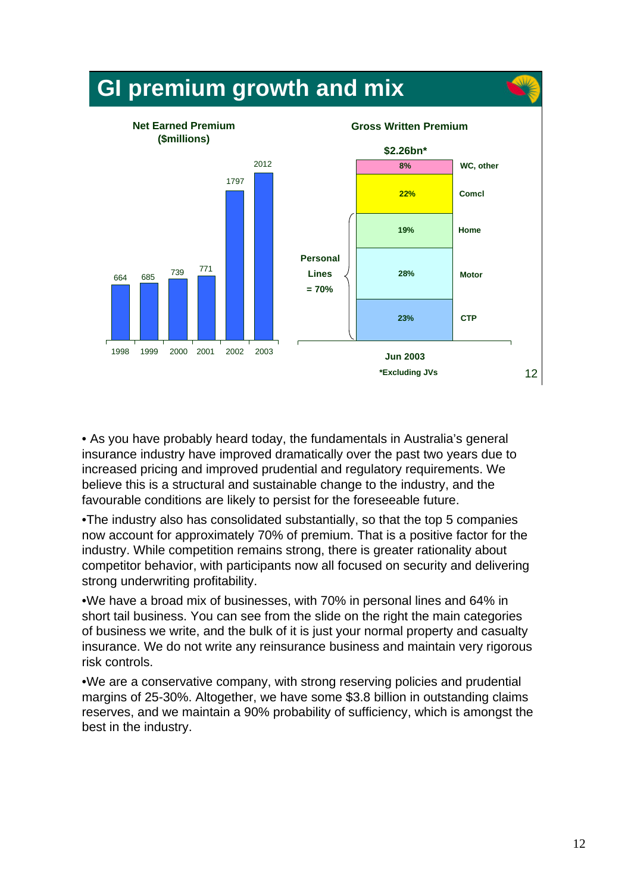# GI premium growth and mix

**Net Earned Premium ($millions)**

| Year | Net Earned Premium |
|---|---|
| 1998 | 664 |
| 1999 | 685 |
| 2000 | 739 |
| 2001 | 771 |
| 2002 | 1797 |
| 2003 | 2012 |

**Gross Written Premium**

**$2.26bn*** — Jun 2003

| Category | Share |
|---|---|
| WC, other | 8% |
| Comcl | 22% |
| Home | 19% |
| Motor | 28% |
| CTP | 23% |

Personal Lines = 70%

*Excluding JVs

- As you have probably heard today, the fundamentals in Australia's general insurance industry have improved dramatically over the past two years due to increased pricing and improved prudential and regulatory requirements. We believe this is a structural and sustainable change to the industry, and the favourable conditions are likely to persist for the foreseeable future.
- The industry also has consolidated substantially, so that the top 5 companies now account for approximately 70% of premium. That is a positive factor for the industry. While competition remains strong, there is greater rationality about competitor behavior, with participants now all focused on security and delivering strong underwriting profitability.
- We have a broad mix of businesses, with 70% in personal lines and 64% in short tail business. You can see from the slide on the right the main categories of business we write, and the bulk of it is just your normal property and casualty insurance. We do not write any reinsurance business and maintain very rigorous risk controls.
- We are a conservative company, with strong reserving policies and prudential margins of 25-30%. Altogether, we have some $3.8 billion in outstanding claims reserves, and we maintain a 90% probability of sufficiency, which is amongst the best in the industry.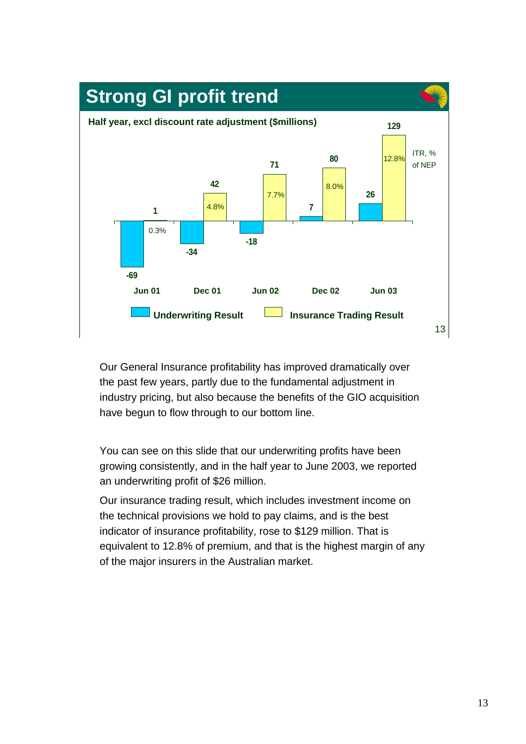## Strong GI profit trend

Half year, excl discount rate adjustment ($millions)

| | Jun 01 | Dec 01 | Jun 02 | Dec 02 | Jun 03 |
|---|---|---|---|---|---|
| Underwriting Result | -69 | -34 | -18 | 7 | 26 |
| Insurance Trading Result | 1 | 42 | 71 | 80 | 129 |
| ITR, % of NEP | 0.3% | 4.8% | 7.7% | 8.0% | 12.8% |

Our General Insurance profitability has improved dramatically over the past few years, partly due to the fundamental adjustment in industry pricing, but also because the benefits of the GIO acquisition have begun to flow through to our bottom line.

You can see on this slide that our underwriting profits have been growing consistently, and in the half year to June 2003, we reported an underwriting profit of $26 million.

Our insurance trading result, which includes investment income on the technical provisions we hold to pay claims, and is the best indicator of insurance profitability, rose to $129 million. That is equivalent to 12.8% of premium, and that is the highest margin of any of the major insurers in the Australian market.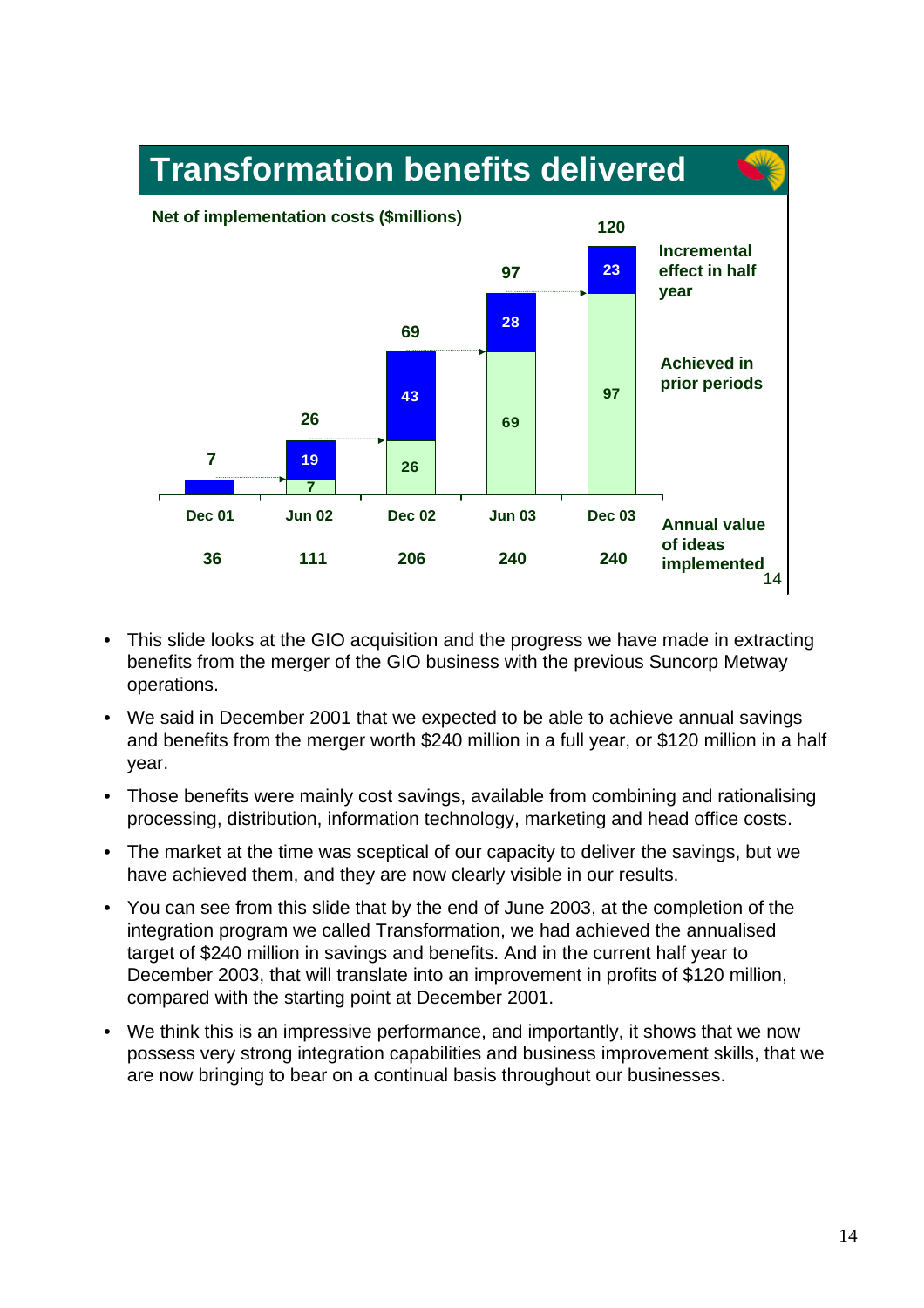## Transformation benefits delivered

Net of implementation costs ($millions)

| | Dec 01 | Jun 02 | Dec 02 | Jun 03 | Dec 03 |
|---|---|---|---|---|---|
| Incremental effect in half year | 7 | 19 | 43 | 28 | 23 |
| Achieved in prior periods | | 7 | 26 | 69 | 97 |
| Total | 7 | 26 | 69 | 97 | 120 |
| Annual value of ideas implemented | 36 | 111 | 206 | 240 | 240 |

- This slide looks at the GIO acquisition and the progress we have made in extracting benefits from the merger of the GIO business with the previous Suncorp Metway operations.
- We said in December 2001 that we expected to be able to achieve annual savings and benefits from the merger worth $240 million in a full year, or $120 million in a half year.
- Those benefits were mainly cost savings, available from combining and rationalising processing, distribution, information technology, marketing and head office costs.
- The market at the time was sceptical of our capacity to deliver the savings, but we have achieved them, and they are now clearly visible in our results.
- You can see from this slide that by the end of June 2003, at the completion of the integration program we called Transformation, we had achieved the annualised target of $240 million in savings and benefits. And in the current half year to December 2003, that will translate into an improvement in profits of $120 million, compared with the starting point at December 2001.
- We think this is an impressive performance, and importantly, it shows that we now possess very strong integration capabilities and business improvement skills, that we are now bringing to bear on a continual basis throughout our businesses.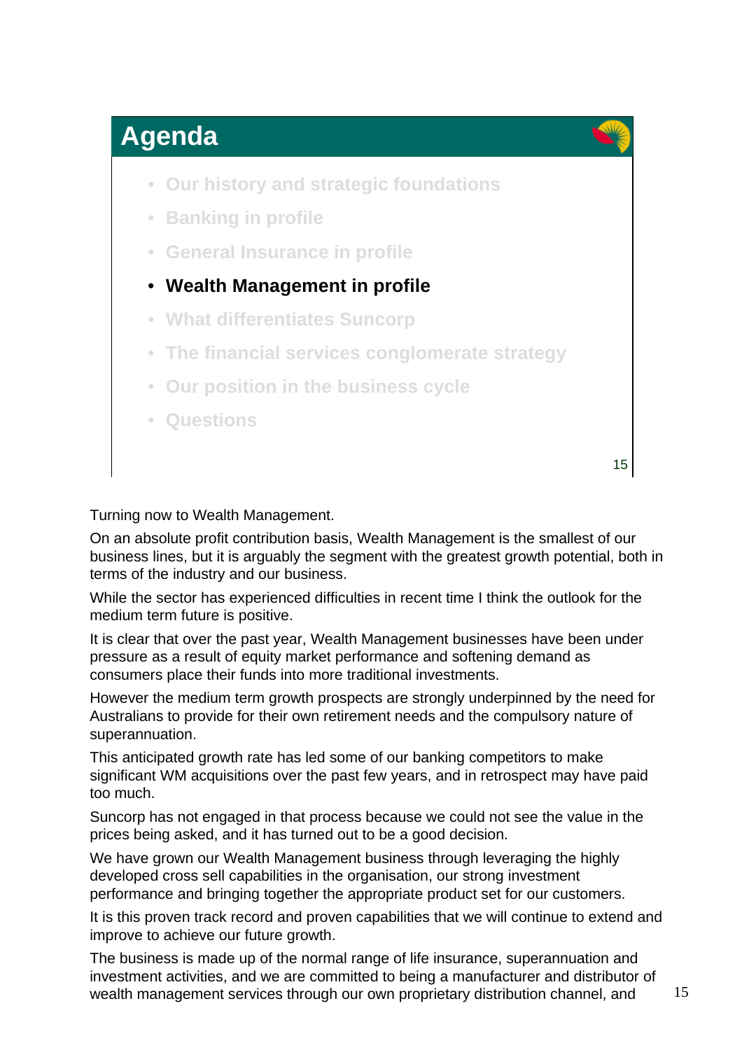## Agenda

- Our history and strategic foundations
- Banking in profile
- General Insurance in profile
- **Wealth Management in profile**
- What differentiates Suncorp
- The financial services conglomerate strategy
- Our position in the business cycle
- Questions

Turning now to Wealth Management.

On an absolute profit contribution basis, Wealth Management is the smallest of our business lines, but it is arguably the segment with the greatest growth potential, both in terms of the industry and our business.

While the sector has experienced difficulties in recent time I think the outlook for the medium term future is positive.

It is clear that over the past year, Wealth Management businesses have been under pressure as a result of equity market performance and softening demand as consumers place their funds into more traditional investments.

However the medium term growth prospects are strongly underpinned by the need for Australians to provide for their own retirement needs and the compulsory nature of superannuation.

This anticipated growth rate has led some of our banking competitors to make significant WM acquisitions over the past few years, and in retrospect may have paid too much.

Suncorp has not engaged in that process because we could not see the value in the prices being asked, and it has turned out to be a good decision.

We have grown our Wealth Management business through leveraging the highly developed cross sell capabilities in the organisation, our strong investment performance and bringing together the appropriate product set for our customers.

It is this proven track record and proven capabilities that we will continue to extend and improve to achieve our future growth.

The business is made up of the normal range of life insurance, superannuation and investment activities, and we are committed to being a manufacturer and distributor of wealth management services through our own proprietary distribution channel, and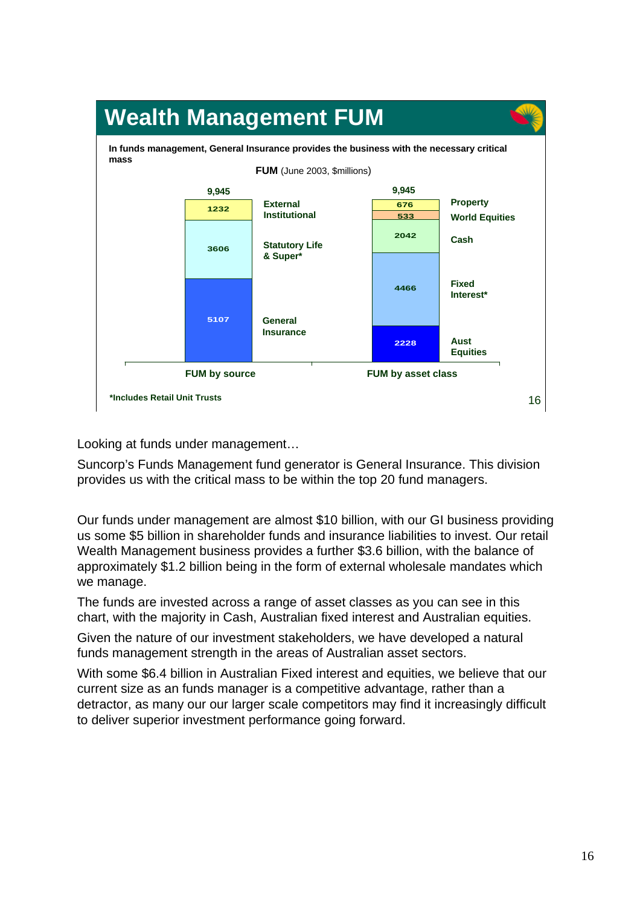## Wealth Management FUM

**In funds management, General Insurance provides the business with the necessary critical mass**

**FUM** (June 2003, $millions)

**FUM by source** (Total: 9,945)

| Source | $m |
|---|---|
| External Institutional | 1232 |
| Statutory Life & Super* | 3606 |
| General Insurance | 5107 |

**FUM by asset class** (Total: 9,945)

| Asset class | $m |
|---|---|
| Property | 676 |
| World Equities | 533 |
| Cash | 2042 |
| Fixed Interest* | 4466 |
| Aust Equities | 2228 |

*Includes Retail Unit Trusts

Looking at funds under management…

Suncorp's Funds Management fund generator is General Insurance. This division provides us with the critical mass to be within the top 20 fund managers.

Our funds under management are almost $10 billion, with our GI business providing us some $5 billion in shareholder funds and insurance liabilities to invest. Our retail Wealth Management business provides a further $3.6 billion, with the balance of approximately $1.2 billion being in the form of external wholesale mandates which we manage.

The funds are invested across a range of asset classes as you can see in this chart, with the majority in Cash, Australian fixed interest and Australian equities.

Given the nature of our investment stakeholders, we have developed a natural funds management strength in the areas of Australian asset sectors.

With some $6.4 billion in Australian Fixed interest and equities, we believe that our current size as an funds manager is a competitive advantage, rather than a detractor, as many our our larger scale competitors may find it increasingly difficult to deliver superior investment performance going forward.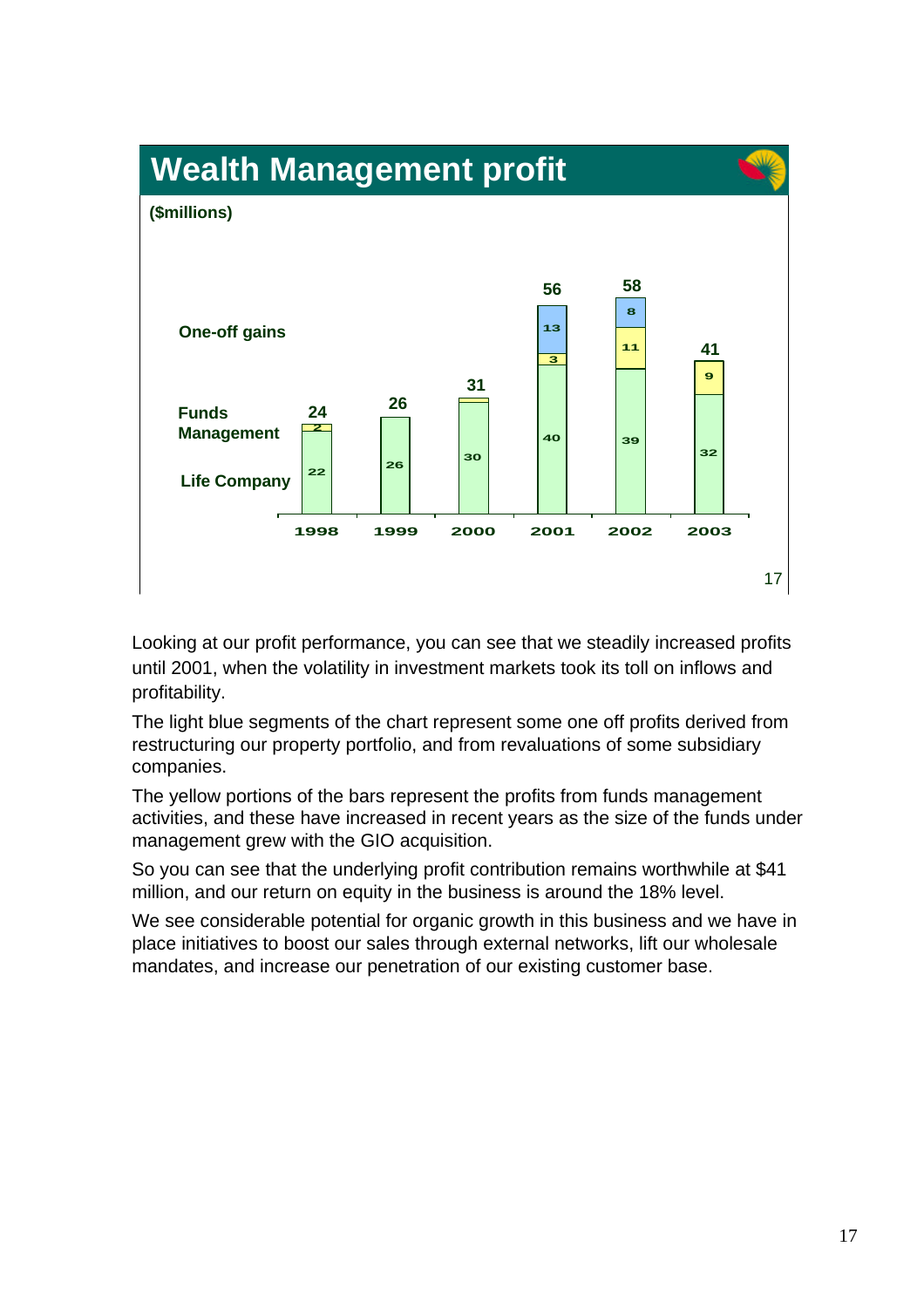## Wealth Management profit

($millions)

| | 1998 | 1999 | 2000 | 2001 | 2002 | 2003 |
|---|---|---|---|---|---|---|
| One-off gains | | | | 13 | 8 | |
| Funds Management | 2 | | | 3 | 11 | 9 |
| Life Company | 22 | 26 | 30 | 40 | 39 | 32 |
| Total | 24 | 26 | 31 | 56 | 58 | 41 |

Looking at our profit performance, you can see that we steadily increased profits until 2001, when the volatility in investment markets took its toll on inflows and profitability.

The light blue segments of the chart represent some one off profits derived from restructuring our property portfolio, and from revaluations of some subsidiary companies.

The yellow portions of the bars represent the profits from funds management activities, and these have increased in recent years as the size of the funds under management grew with the GIO acquisition.

So you can see that the underlying profit contribution remains worthwhile at $41 million, and our return on equity in the business is around the 18% level.

We see considerable potential for organic growth in this business and we have in place initiatives to boost our sales through external networks, lift our wholesale mandates, and increase our penetration of our existing customer base.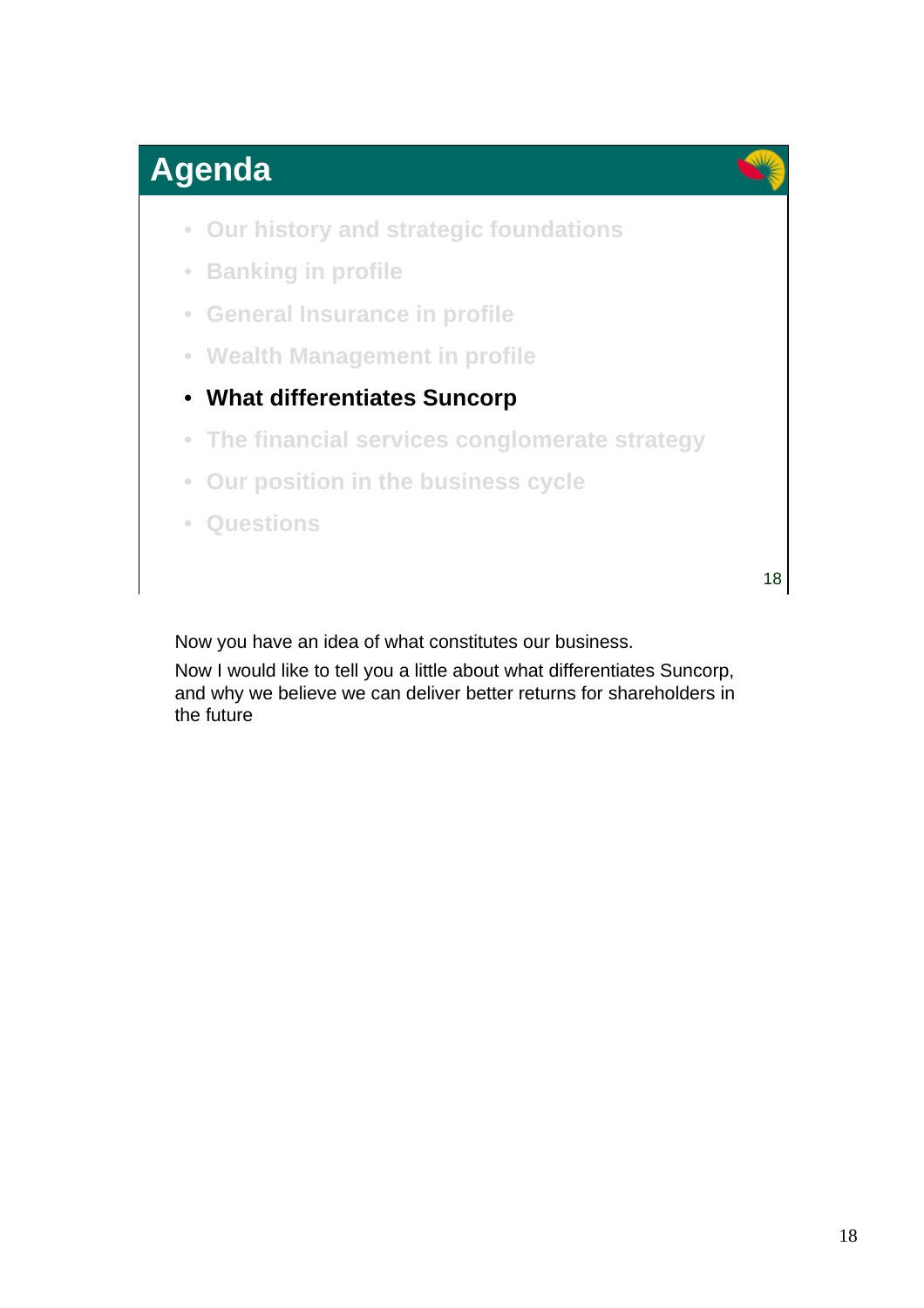## Agenda

- Our history and strategic foundations
- Banking in profile
- General Insurance in profile
- Wealth Management in profile
- **What differentiates Suncorp**
- The financial services conglomerate strategy
- Our position in the business cycle
- Questions

Now you have an idea of what constitutes our business.

Now I would like to tell you a little about what differentiates Suncorp, and why we believe we can deliver better returns for shareholders in the future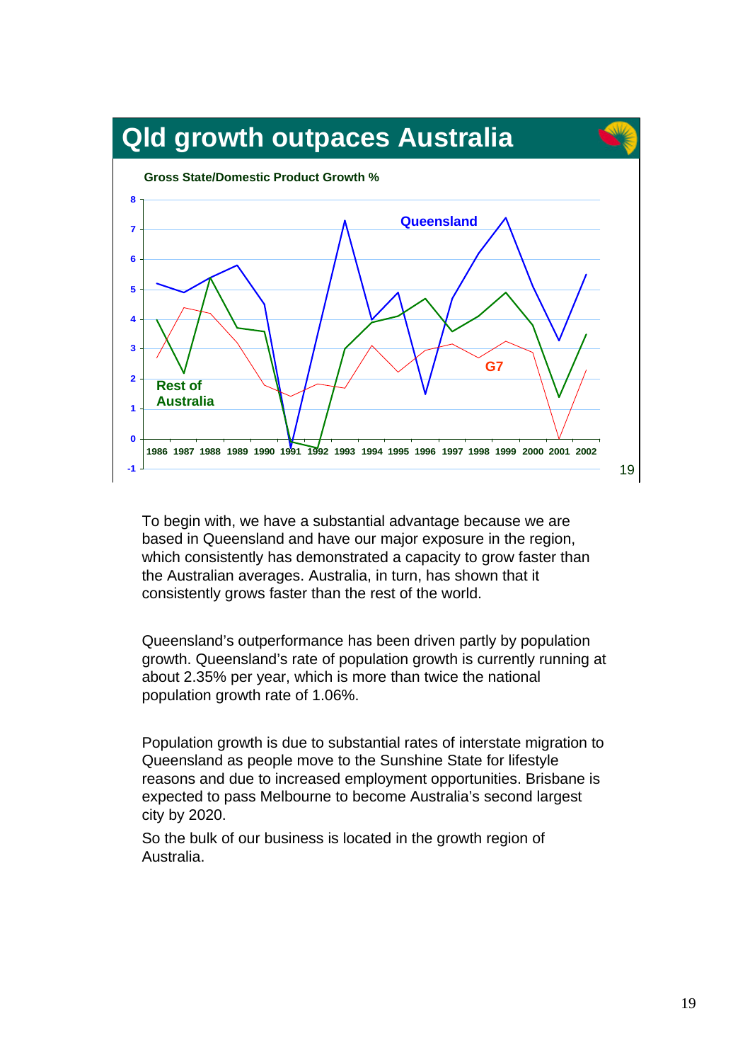## Qld growth outpaces Australia

**Gross State/Domestic Product Growth %**

To begin with, we have a substantial advantage because we are based in Queensland and have our major exposure in the region, which consistently has demonstrated a capacity to grow faster than the Australian averages. Australia, in turn, has shown that it consistently grows faster than the rest of the world.

Queensland's outperformance has been driven partly by population growth. Queensland's rate of population growth is currently running at about 2.35% per year, which is more than twice the national population growth rate of 1.06%.

Population growth is due to substantial rates of interstate migration to Queensland as people move to the Sunshine State for lifestyle reasons and due to increased employment opportunities. Brisbane is expected to pass Melbourne to become Australia's second largest city by 2020.

So the bulk of our business is located in the growth region of Australia.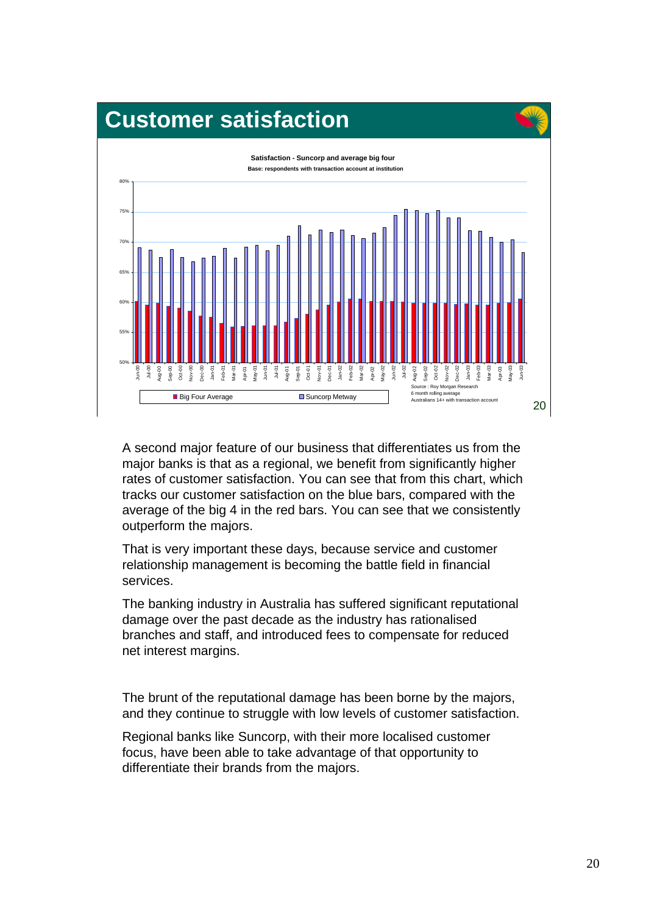# Customer satisfaction

**Satisfaction - Suncorp and average big four**

**Base: respondents with transaction account at institution**

Source : Roy Morgan Research
6 month rolling average
Australians 14+ with transaction account

Big Four Average | Suncorp Metway

A second major feature of our business that differentiates us from the major banks is that as a regional, we benefit from significantly higher rates of customer satisfaction. You can see that from this chart, which tracks our customer satisfaction on the blue bars, compared with the average of the big 4 in the red bars. You can see that we consistently outperform the majors.

That is very important these days, because service and customer relationship management is becoming the battle field in financial services.

The banking industry in Australia has suffered significant reputational damage over the past decade as the industry has rationalised branches and staff, and introduced fees to compensate for reduced net interest margins.

The brunt of the reputational damage has been borne by the majors, and they continue to struggle with low levels of customer satisfaction.

Regional banks like Suncorp, with their more localised customer focus, have been able to take advantage of that opportunity to differentiate their brands from the majors.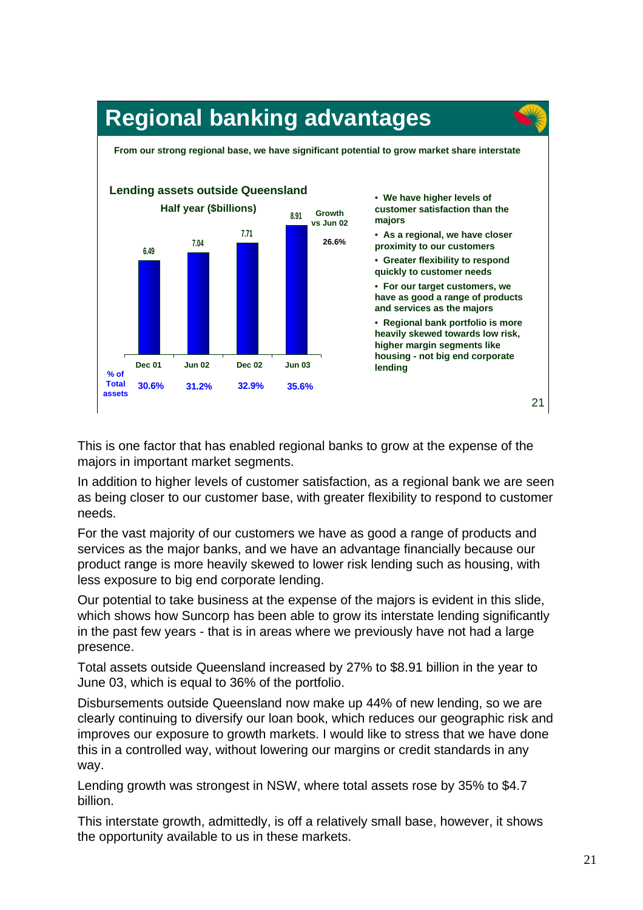## Regional banking advantages

**From our strong regional base, we have significant potential to grow market share interstate**

**Lending assets outside Queensland**

**Half year ($billions)**

| | Dec 01 | Jun 02 | Dec 02 | Jun 03 | Growth vs Jun 02 |
|---|---|---|---|---|---|
| Lending assets ($billions) | 6.49 | 7.04 | 7.71 | 8.91 | 26.6% |
| % of Total assets | 30.6% | 31.2% | 32.9% | 35.6% | |

- We have higher levels of customer satisfaction than the majors
- As a regional, we have closer proximity to our customers
- Greater flexibility to respond quickly to customer needs
- For our target customers, we have as good a range of products and services as the majors
- Regional bank portfolio is more heavily skewed towards low risk, higher margin segments like housing - not big end corporate lending

This is one factor that has enabled regional banks to grow at the expense of the majors in important market segments.

In addition to higher levels of customer satisfaction, as a regional bank we are seen as being closer to our customer base, with greater flexibility to respond to customer needs.

For the vast majority of our customers we have as good a range of products and services as the major banks, and we have an advantage financially because our product range is more heavily skewed to lower risk lending such as housing, with less exposure to big end corporate lending.

Our potential to take business at the expense of the majors is evident in this slide, which shows how Suncorp has been able to grow its interstate lending significantly in the past few years - that is in areas where we previously have not had a large presence.

Total assets outside Queensland increased by 27% to $8.91 billion in the year to June 03, which is equal to 36% of the portfolio.

Disbursements outside Queensland now make up 44% of new lending, so we are clearly continuing to diversify our loan book, which reduces our geographic risk and improves our exposure to growth markets. I would like to stress that we have done this in a controlled way, without lowering our margins or credit standards in any way.

Lending growth was strongest in NSW, where total assets rose by 35% to $4.7 billion.

This interstate growth, admittedly, is off a relatively small base, however, it shows the opportunity available to us in these markets.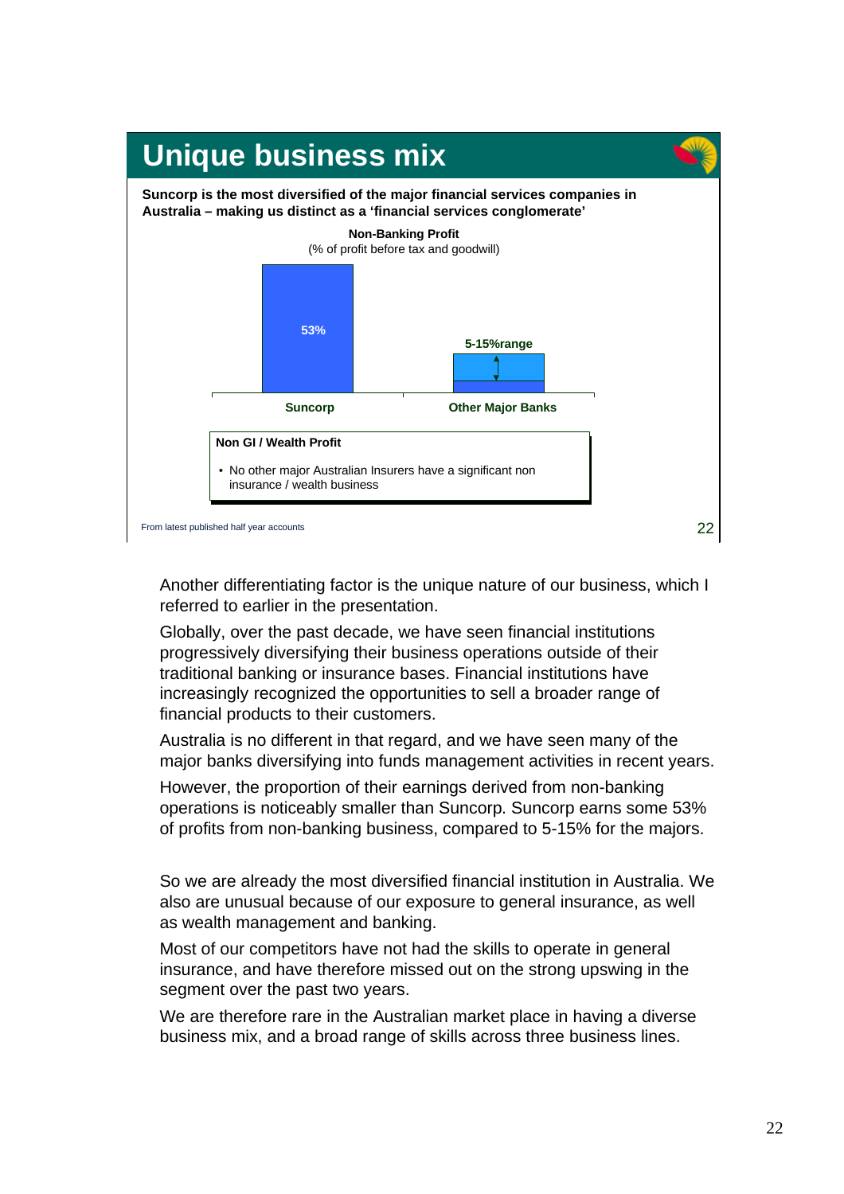# Unique business mix

**Suncorp is the most diversified of the major financial services companies in Australia – making us distinct as a 'financial services conglomerate'**

**Non-Banking Profit**
(% of profit before tax and goodwill)

| | Suncorp | Other Major Banks |
|---|---|---|
| Non-Banking Profit | 53% | 5-15% range |

**Non GI / Wealth Profit**

- No other major Australian Insurers have a significant non insurance / wealth business

From latest published half year accounts

Another differentiating factor is the unique nature of our business, which I referred to earlier in the presentation.

Globally, over the past decade, we have seen financial institutions progressively diversifying their business operations outside of their traditional banking or insurance bases. Financial institutions have increasingly recognized the opportunities to sell a broader range of financial products to their customers.

Australia is no different in that regard, and we have seen many of the major banks diversifying into funds management activities in recent years.

However, the proportion of their earnings derived from non-banking operations is noticeably smaller than Suncorp. Suncorp earns some 53% of profits from non-banking business, compared to 5-15% for the majors.

So we are already the most diversified financial institution in Australia. We also are unusual because of our exposure to general insurance, as well as wealth management and banking.

Most of our competitors have not had the skills to operate in general insurance, and have therefore missed out on the strong upswing in the segment over the past two years.

We are therefore rare in the Australian market place in having a diverse business mix, and a broad range of skills across three business lines.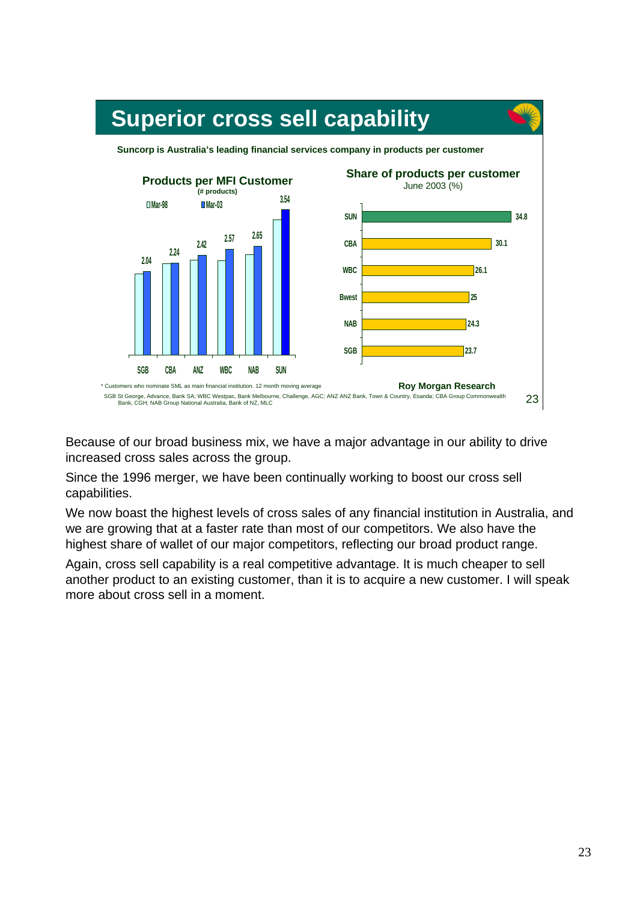## Superior cross sell capability

**Suncorp is Australia's leading financial services company in products per customer**

**Products per MFI Customer**
(# products)

| | Mar-98 | Mar-03 |
|---|---|---|
| SGB | | 2.04 |
| CBA | | 2.24 |
| ANZ | | 2.42 |
| WBC | | 2.57 |
| NAB | | 2.65 |
| SUN | | 3.54 |

**Share of products per customer**
June 2003 (%)

| | % |
|---|---|
| SUN | 34.8 |
| CBA | 30.1 |
| WBC | 26.1 |
| Bwest | 25 |
| NAB | 24.3 |
| SGB | 23.7 |

\* Customers who nominate SML as main financial institution. 12 month moving average

**Roy Morgan Research**

SGB St George, Advance, Bank SA; WBC Westpac, Bank Melbourne, Challenge, AGC; ANZ ANZ Bank, Town & Country, Esanda; CBA Group Commonwealth Bank, CGH; NAB Group National Australia, Bank of NZ, MLC

Because of our broad business mix, we have a major advantage in our ability to drive increased cross sales across the group.

Since the 1996 merger, we have been continually working to boost our cross sell capabilities.

We now boast the highest levels of cross sales of any financial institution in Australia, and we are growing that at a faster rate than most of our competitors. We also have the highest share of wallet of our major competitors, reflecting our broad product range.

Again, cross sell capability is a real competitive advantage. It is much cheaper to sell another product to an existing customer, than it is to acquire a new customer. I will speak more about cross sell in a moment.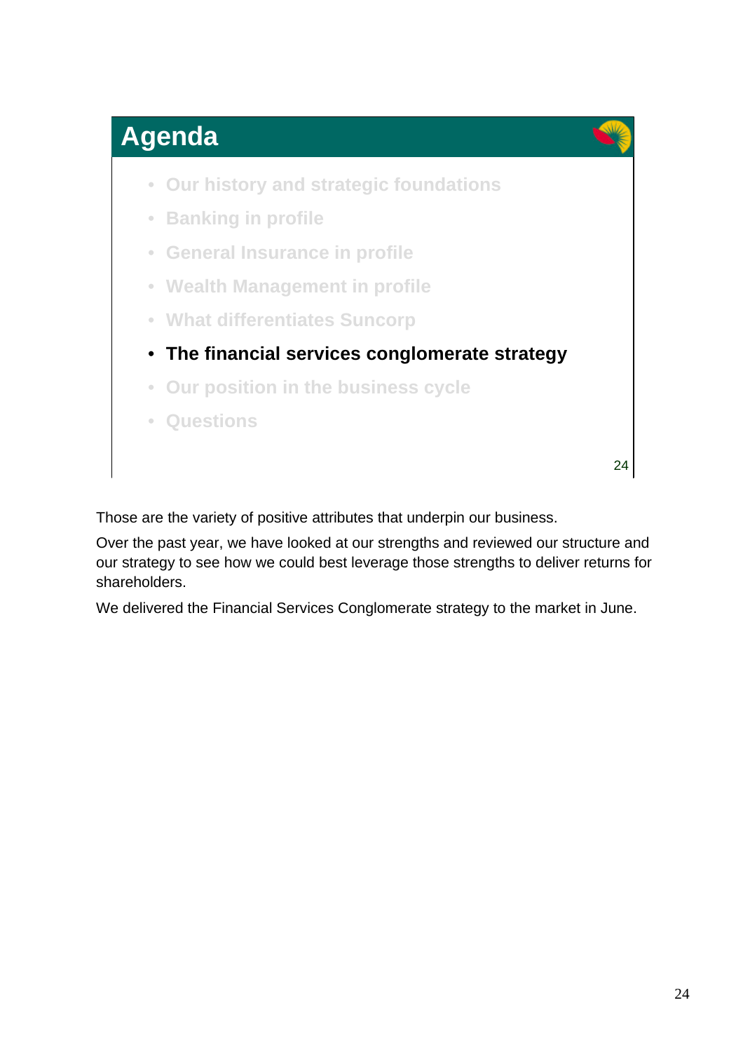## Agenda

- Our history and strategic foundations
- Banking in profile
- General Insurance in profile
- Wealth Management in profile
- What differentiates Suncorp
- **The financial services conglomerate strategy**
- Our position in the business cycle
- Questions

Those are the variety of positive attributes that underpin our business.

Over the past year, we have looked at our strengths and reviewed our structure and our strategy to see how we could best leverage those strengths to deliver returns for shareholders.

We delivered the Financial Services Conglomerate strategy to the market in June.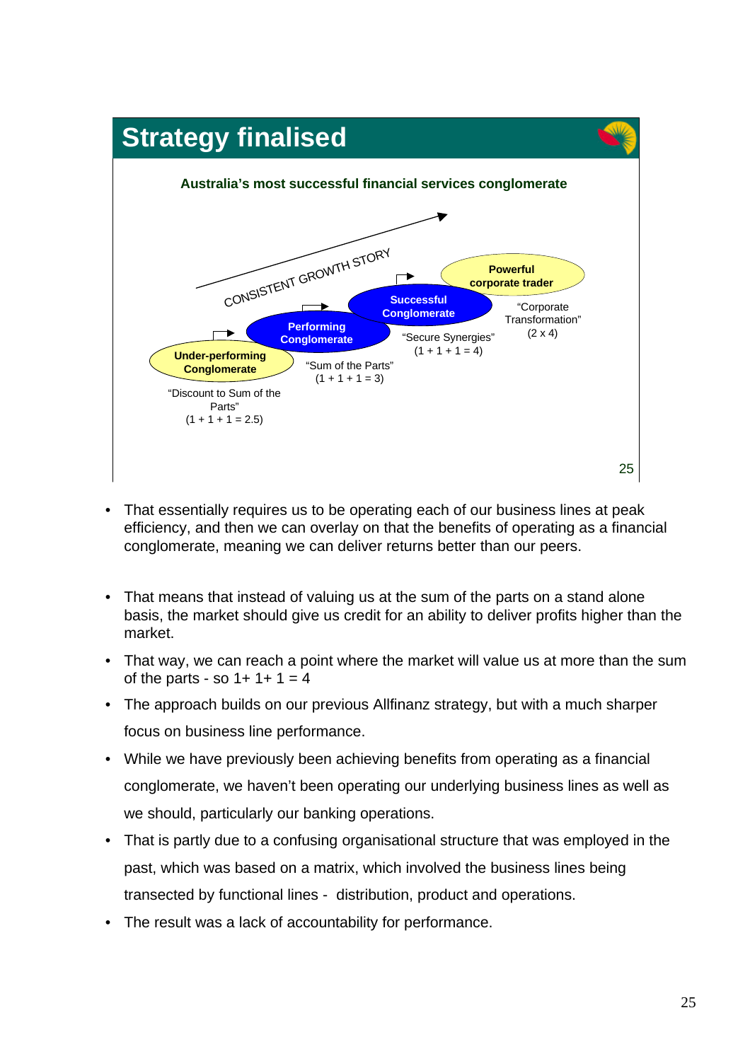## Strategy finalised

**Australia's most successful financial services conglomerate**

CONSISTENT GROWTH STORY

**Under-performing Conglomerate**
"Discount to Sum of the Parts"
(1 + 1 + 1 = 2.5)

**Performing Conglomerate**
"Sum of the Parts"
(1 + 1 + 1 = 3)

**Successful Conglomerate**
"Secure Synergies"
(1 + 1 + 1 = 4)

**Powerful corporate trader**
"Corporate Transformation"
(2 x 4)

- That essentially requires us to be operating each of our business lines at peak efficiency, and then we can overlay on that the benefits of operating as a financial conglomerate, meaning we can deliver returns better than our peers.

- That means that instead of valuing us at the sum of the parts on a stand alone basis, the market should give us credit for an ability to deliver profits higher than the market.
- That way, we can reach a point where the market will value us at more than the sum of the parts - so 1+ 1+ 1 = 4
- The approach builds on our previous Allfinanz strategy, but with a much sharper focus on business line performance.
- While we have previously been achieving benefits from operating as a financial conglomerate, we haven't been operating our underlying business lines as well as we should, particularly our banking operations.
- That is partly due to a confusing organisational structure that was employed in the past, which was based on a matrix, which involved the business lines being transected by functional lines - distribution, product and operations.
- The result was a lack of accountability for performance.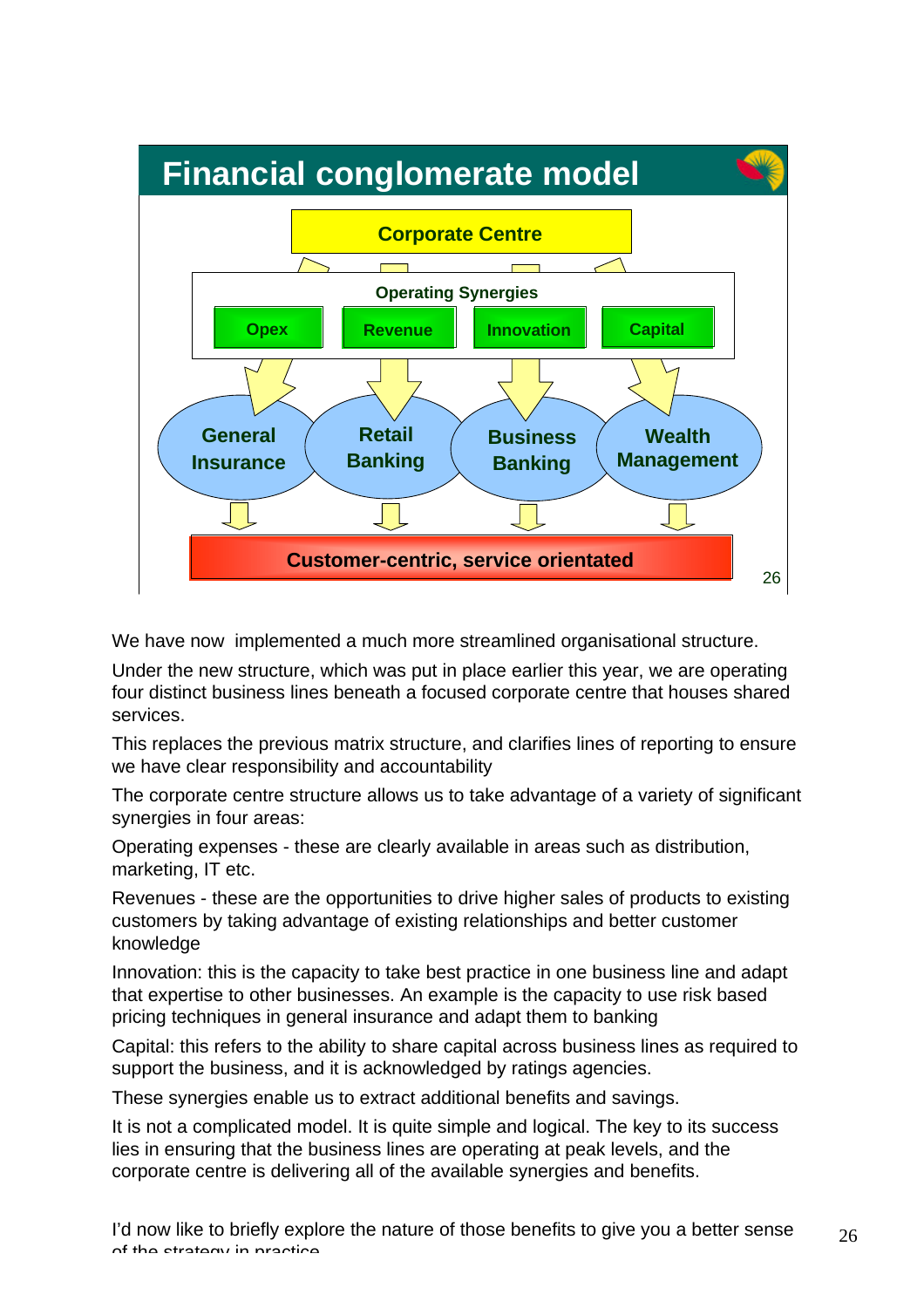## Financial conglomerate model

Corporate Centre

Operating Synergies

- Opex
- Revenue
- Innovation
- Capital

General Insurance | Retail Banking | Business Banking | Wealth Management

Customer-centric, service orientated

We have now implemented a much more streamlined organisational structure.

Under the new structure, which was put in place earlier this year, we are operating four distinct business lines beneath a focused corporate centre that houses shared services.

This replaces the previous matrix structure, and clarifies lines of reporting to ensure we have clear responsibility and accountability

The corporate centre structure allows us to take advantage of a variety of significant synergies in four areas:

Operating expenses - these are clearly available in areas such as distribution, marketing, IT etc.

Revenues - these are the opportunities to drive higher sales of products to existing customers by taking advantage of existing relationships and better customer knowledge

Innovation: this is the capacity to take best practice in one business line and adapt that expertise to other businesses. An example is the capacity to use risk based pricing techniques in general insurance and adapt them to banking

Capital: this refers to the ability to share capital across business lines as required to support the business, and it is acknowledged by ratings agencies.

These synergies enable us to extract additional benefits and savings.

It is not a complicated model. It is quite simple and logical. The key to its success lies in ensuring that the business lines are operating at peak levels, and the corporate centre is delivering all of the available synergies and benefits.

I'd now like to briefly explore the nature of those benefits to give you a better sense of the strategy in practice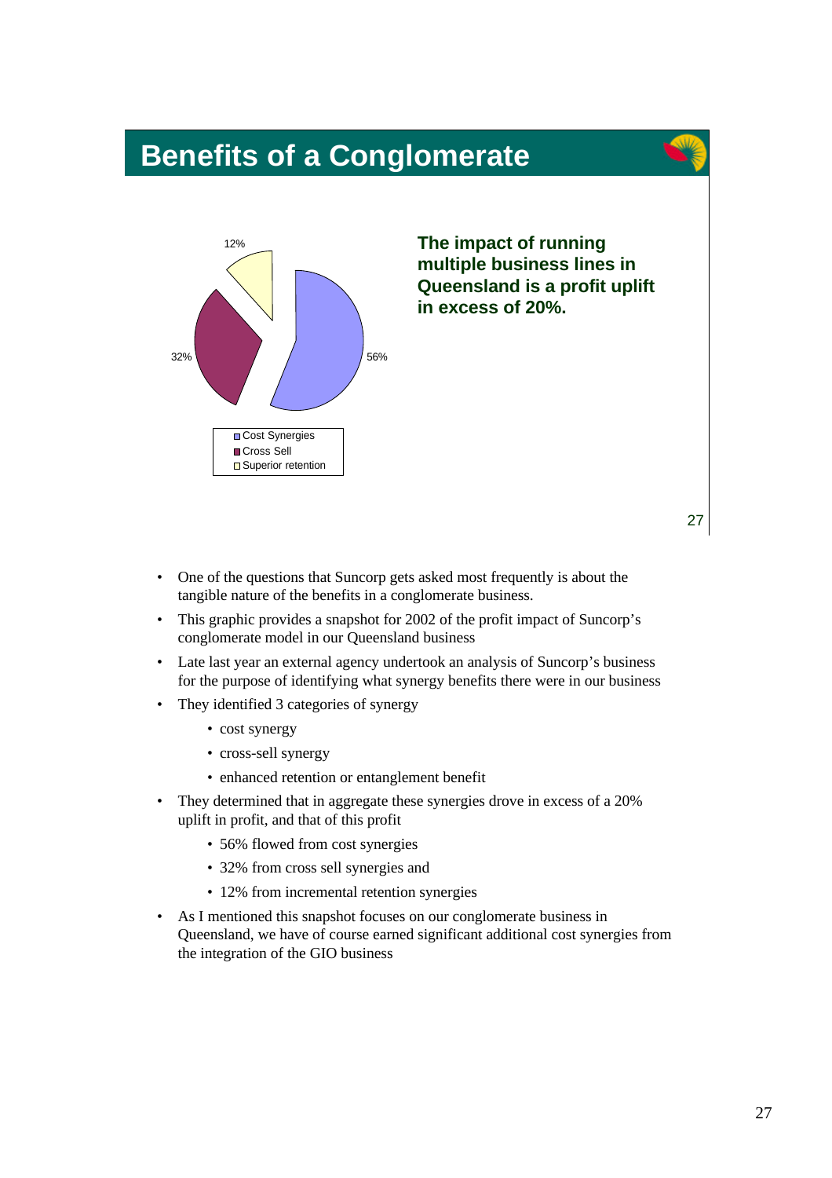# Benefits of a Conglomerate

| Category | Share |
|---|---|
| Cost Synergies | 56% |
| Cross Sell | 32% |
| Superior retention | 12% |

**The impact of running multiple business lines in Queensland is a profit uplift in excess of 20%.**

- One of the questions that Suncorp gets asked most frequently is about the tangible nature of the benefits in a conglomerate business.
- This graphic provides a snapshot for 2002 of the profit impact of Suncorp's conglomerate model in our Queensland business
- Late last year an external agency undertook an analysis of Suncorp's business for the purpose of identifying what synergy benefits there were in our business
- They identified 3 categories of synergy
  - cost synergy
  - cross-sell synergy
  - enhanced retention or entanglement benefit
- They determined that in aggregate these synergies drove in excess of a 20% uplift in profit, and that of this profit
  - 56% flowed from cost synergies
  - 32% from cross sell synergies and
  - 12% from incremental retention synergies
- As I mentioned this snapshot focuses on our conglomerate business in Queensland, we have of course earned significant additional cost synergies from the integration of the GIO business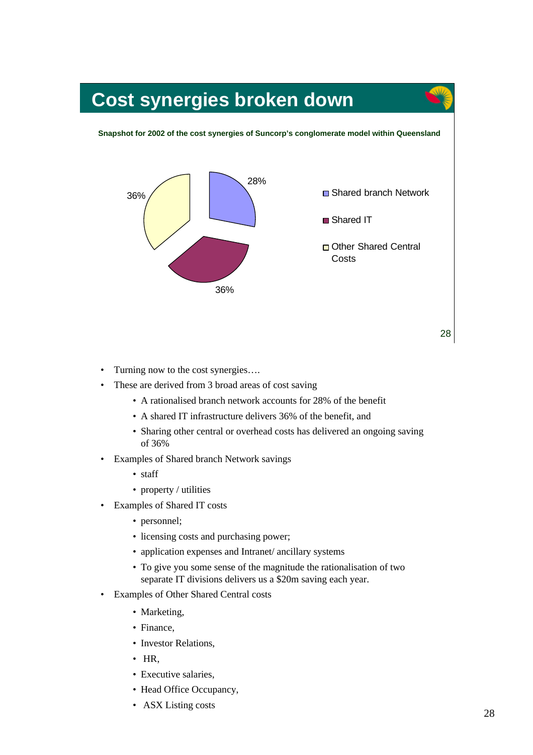# Cost synergies broken down

**Snapshot for 2002 of the cost synergies of Suncorp's conglomerate model within Queensland**

| Category | Share |
| --- | --- |
| Shared branch Network | 28% |
| Shared IT | 36% |
| Other Shared Central Costs | 36% |

- Turning now to the cost synergies….
- These are derived from 3 broad areas of cost saving
  - A rationalised branch network accounts for 28% of the benefit
  - A shared IT infrastructure delivers 36% of the benefit, and
  - Sharing other central or overhead costs has delivered an ongoing saving of 36%
- Examples of Shared branch Network savings
  - staff
  - property / utilities
- Examples of Shared IT costs
  - personnel;
  - licensing costs and purchasing power;
  - application expenses and Intranet/ ancillary systems
  - To give you some sense of the magnitude the rationalisation of two separate IT divisions delivers us a $20m saving each year.
- Examples of Other Shared Central costs
  - Marketing,
  - Finance,
  - Investor Relations,
  - HR,
  - Executive salaries,
  - Head Office Occupancy,
  - ASX Listing costs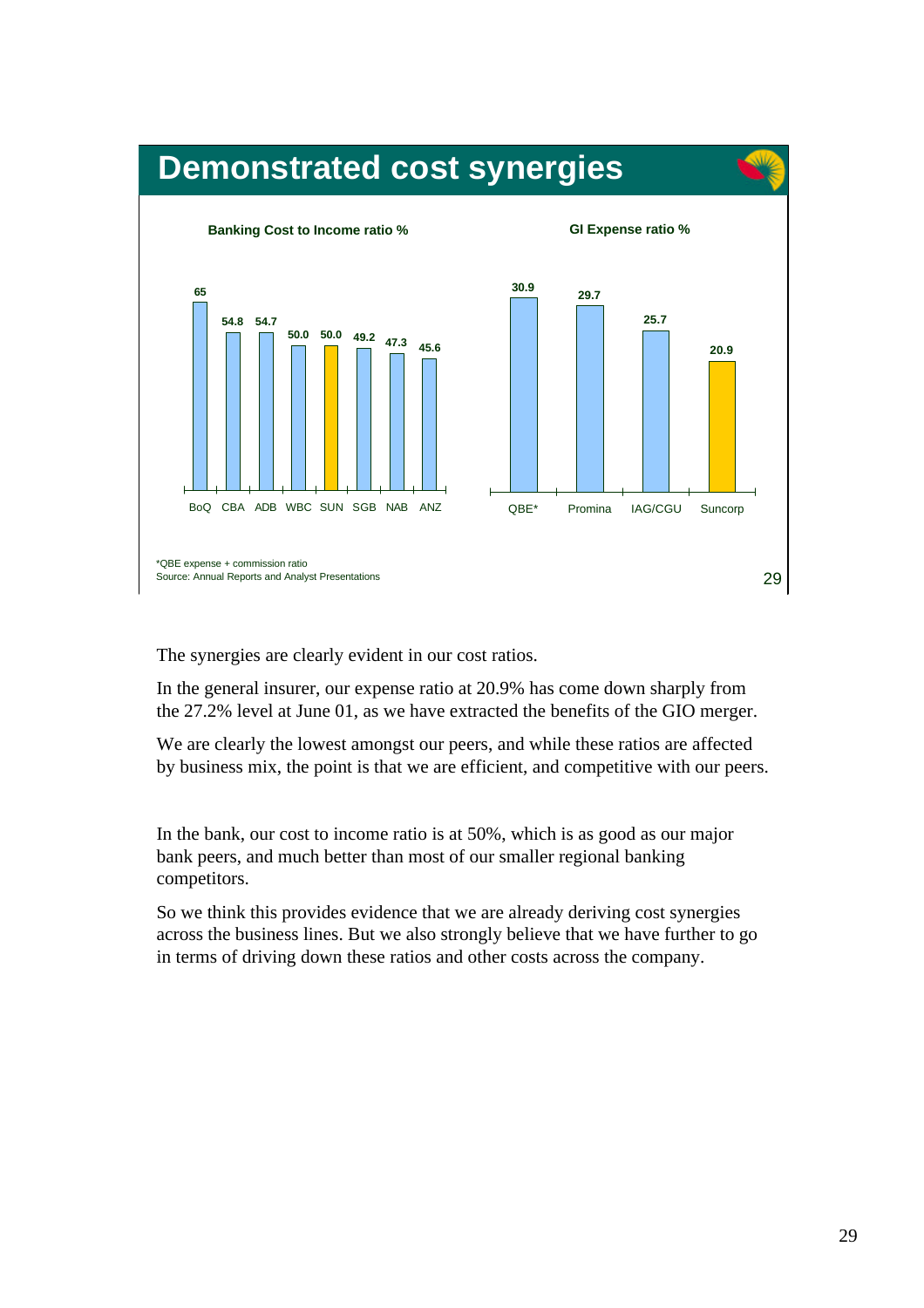# Demonstrated cost synergies

**Banking Cost to Income ratio %**

| BoQ | CBA | ADB | WBC | SUN | SGB | NAB | ANZ |
|---|---|---|---|---|---|---|---|
| 65 | 54.8 | 54.7 | 50.0 | 50.0 | 49.2 | 47.3 | 45.6 |

**GI Expense ratio %**

| QBE* | Promina | IAG/CGU | Suncorp |
|---|---|---|---|
| 30.9 | 29.7 | 25.7 | 20.9 |

*QBE expense + commission ratio
Source: Annual Reports and Analyst Presentations

The synergies are clearly evident in our cost ratios.

In the general insurer, our expense ratio at 20.9% has come down sharply from the 27.2% level at June 01, as we have extracted the benefits of the GIO merger.

We are clearly the lowest amongst our peers, and while these ratios are affected by business mix, the point is that we are efficient, and competitive with our peers.

In the bank, our cost to income ratio is at 50%, which is as good as our major bank peers, and much better than most of our smaller regional banking competitors.

So we think this provides evidence that we are already deriving cost synergies across the business lines. But we also strongly believe that we have further to go in terms of driving down these ratios and other costs across the company.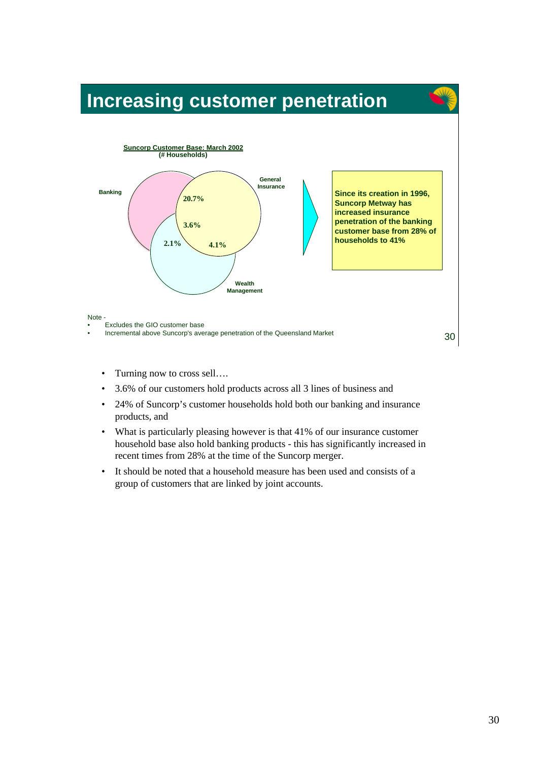# Increasing customer penetration

**Suncorp Customer Base: March 2002**
**(# Households)**

Banking

General Insurance

Wealth Management

20.7%

3.6%

2.1%

4.1%

**Since its creation in 1996, Suncorp Metway has increased insurance penetration of the banking customer base from 28% of households to 41%**

Note -

- Excludes the GIO customer base
- Incremental above Suncorp's average penetration of the Queensland Market

- Turning now to cross sell….
- 3.6% of our customers hold products across all 3 lines of business and
- 24% of Suncorp's customer households hold both our banking and insurance products, and
- What is particularly pleasing however is that 41% of our insurance customer household base also hold banking products - this has significantly increased in recent times from 28% at the time of the Suncorp merger.
- It should be noted that a household measure has been used and consists of a group of customers that are linked by joint accounts.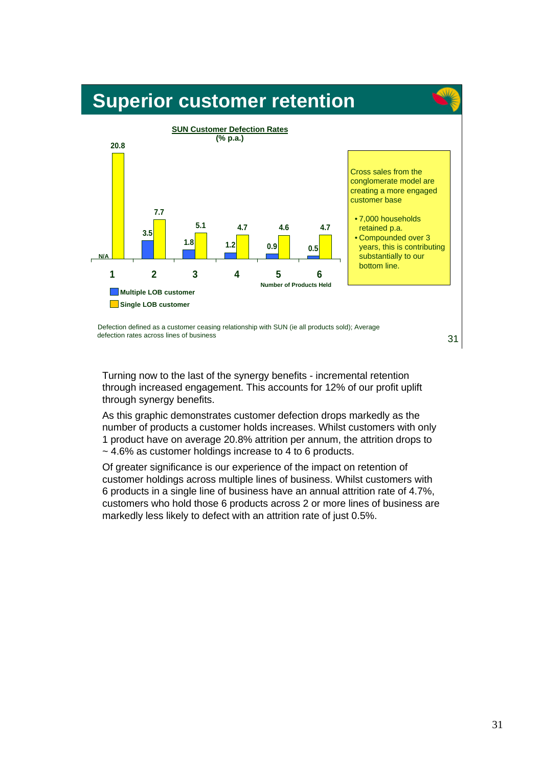# Superior customer retention

**SUN Customer Defection Rates**
**(% p.a.)**

| Number of Products Held | 1 | 2 | 3 | 4 | 5 | 6 |
|---|---|---|---|---|---|---|
| Multiple LOB customer | N/A | 3.5 | 1.8 | 1.2 | 0.9 | 0.5 |
| Single LOB customer | 20.8 | 7.7 | 5.1 | 4.7 | 4.6 | 4.7 |

Cross sales from the conglomerate model are creating a more engaged customer base

- 7,000 households retained p.a.
- Compounded over 3 years, this is contributing substantially to our bottom line.

Defection defined as a customer ceasing relationship with SUN (ie all products sold); Average defection rates across lines of business

Turning now to the last of the synergy benefits - incremental retention through increased engagement. This accounts for 12% of our profit uplift through synergy benefits.

As this graphic demonstrates customer defection drops markedly as the number of products a customer holds increases. Whilst customers with only 1 product have on average 20.8% attrition per annum, the attrition drops to ~ 4.6% as customer holdings increase to 4 to 6 products.

Of greater significance is our experience of the impact on retention of customer holdings across multiple lines of business. Whilst customers with 6 products in a single line of business have an annual attrition rate of 4.7%, customers who hold those 6 products across 2 or more lines of business are markedly less likely to defect with an attrition rate of just 0.5%.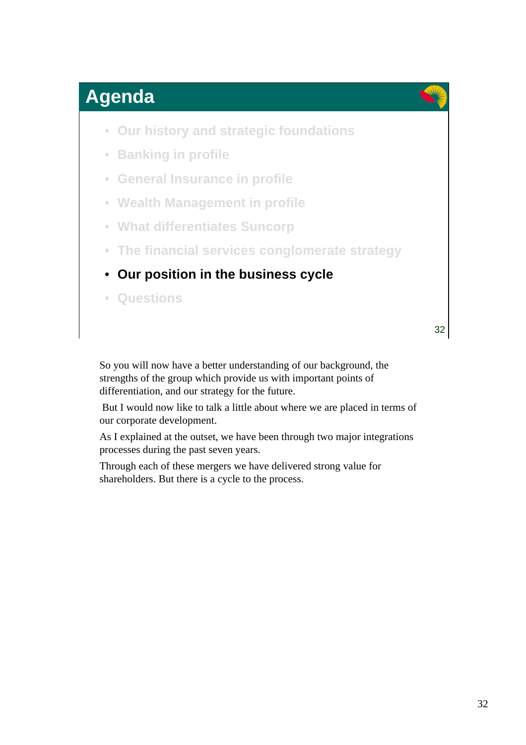## Agenda

- Our history and strategic foundations
- Banking in profile
- General Insurance in profile
- Wealth Management in profile
- What differentiates Suncorp
- The financial services conglomerate strategy
- **Our position in the business cycle**
- Questions

So you will now have a better understanding of our background, the strengths of the group which provide us with important points of differentiation, and our strategy for the future.

But I would now like to talk a little about where we are placed in terms of our corporate development.

As I explained at the outset, we have been through two major integrations processes during the past seven years.

Through each of these mergers we have delivered strong value for shareholders. But there is a cycle to the process.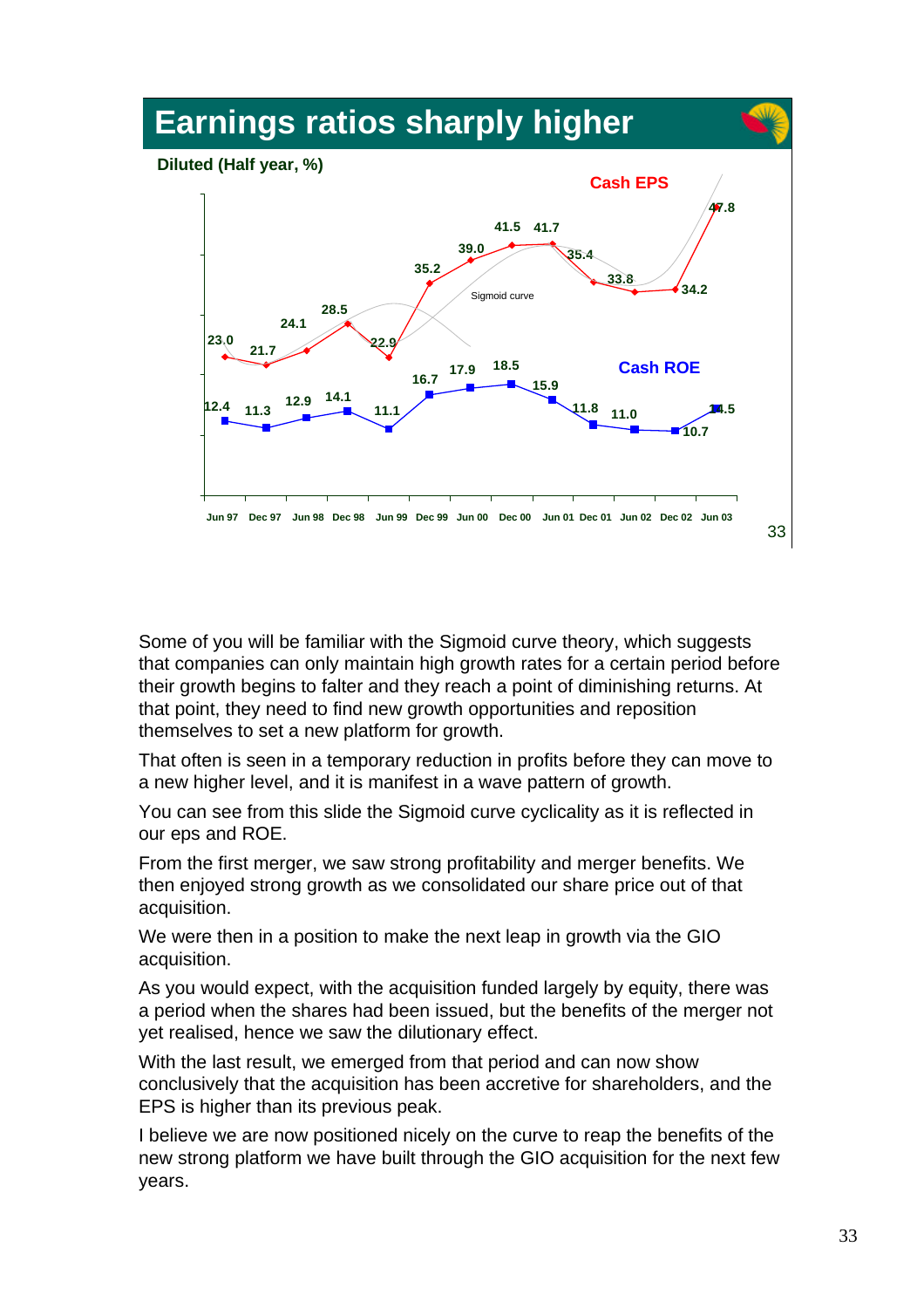## Earnings ratios sharply higher

**Diluted (Half year, %)**

| | Jun 97 | Dec 97 | Jun 98 | Dec 98 | Jun 99 | Dec 99 | Jun 00 | Dec 00 | Jun 01 | Dec 01 | Jun 02 | Dec 02 | Jun 03 |
|---|---|---|---|---|---|---|---|---|---|---|---|---|---|
| Cash EPS | 23.0 | 21.7 | 24.1 | 28.5 | 22.9 | 35.2 | 39.0 | 41.5 | 41.7 | 35.4 | 33.8 | 34.2 | 47.8 |
| Cash ROE | 12.4 | 11.3 | 12.9 | 14.1 | 11.1 | 16.7 | 17.9 | 18.5 | 15.9 | 11.8 | 11.0 | 10.7 | 14.5 |

Sigmoid curve

Some of you will be familiar with the Sigmoid curve theory, which suggests that companies can only maintain high growth rates for a certain period before their growth begins to falter and they reach a point of diminishing returns. At that point, they need to find new growth opportunities and reposition themselves to set a new platform for growth.

That often is seen in a temporary reduction in profits before they can move to a new higher level, and it is manifest in a wave pattern of growth.

You can see from this slide the Sigmoid curve cyclicality as it is reflected in our eps and ROE.

From the first merger, we saw strong profitability and merger benefits. We then enjoyed strong growth as we consolidated our share price out of that acquisition.

We were then in a position to make the next leap in growth via the GIO acquisition.

As you would expect, with the acquisition funded largely by equity, there was a period when the shares had been issued, but the benefits of the merger not yet realised, hence we saw the dilutionary effect.

With the last result, we emerged from that period and can now show conclusively that the acquisition has been accretive for shareholders, and the EPS is higher than its previous peak.

I believe we are now positioned nicely on the curve to reap the benefits of the new strong platform we have built through the GIO acquisition for the next few years.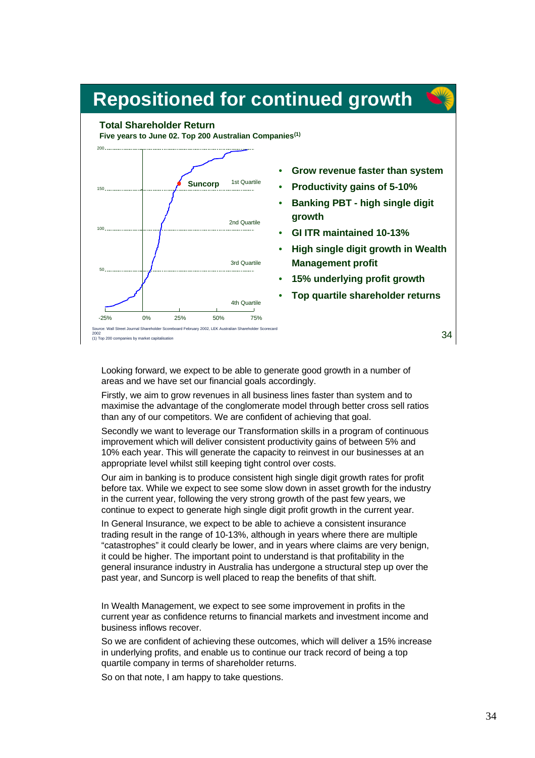## Repositioned for continued growth

**Total Shareholder Return**

**Five years to June 02. Top 200 Australian Companies[1]**

Suncorp

1st Quartile

2nd Quartile

3rd Quartile

4th Quartile

- **Grow revenue faster than system**
- **Productivity gains of 5-10%**
- **Banking PBT - high single digit growth**
- **GI ITR maintained 10-13%**
- **High single digit growth in Wealth Management profit**
- **15% underlying profit growth**
- **Top quartile shareholder returns**

Source: Wall Street Journal Shareholder Scoreboard February 2002, LEK Australian Shareholder Scorecard 2002

(1) Top 200 companies by market capitalisation

Looking forward, we expect to be able to generate good growth in a number of areas and we have set our financial goals accordingly.

Firstly, we aim to grow revenues in all business lines faster than system and to maximise the advantage of the conglomerate model through better cross sell ratios than any of our competitors. We are confident of achieving that goal.

Secondly we want to leverage our Transformation skills in a program of continuous improvement which will deliver consistent productivity gains of between 5% and 10% each year. This will generate the capacity to reinvest in our businesses at an appropriate level whilst still keeping tight control over costs.

Our aim in banking is to produce consistent high single digit growth rates for profit before tax. While we expect to see some slow down in asset growth for the industry in the current year, following the very strong growth of the past few years, we continue to expect to generate high single digit profit growth in the current year.

In General Insurance, we expect to be able to achieve a consistent insurance trading result in the range of 10-13%, although in years where there are multiple "catastrophes" it could clearly be lower, and in years where claims are very benign, it could be higher. The important point to understand is that profitability in the general insurance industry in Australia has undergone a structural step up over the past year, and Suncorp is well placed to reap the benefits of that shift.

In Wealth Management, we expect to see some improvement in profits in the current year as confidence returns to financial markets and investment income and business inflows recover.

So we are confident of achieving these outcomes, which will deliver a 15% increase in underlying profits, and enable us to continue our track record of being a top quartile company in terms of shareholder returns.

So on that note, I am happy to take questions.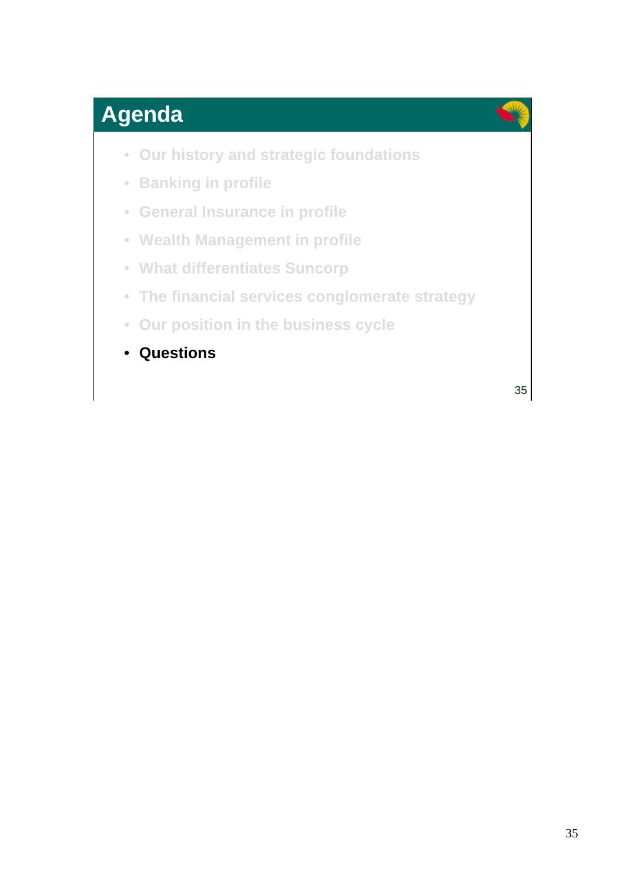# Agenda

- Our history and strategic foundations
- Banking in profile
- General Insurance in profile
- Wealth Management in profile
- What differentiates Suncorp
- The financial services conglomerate strategy
- Our position in the business cycle
- **Questions**